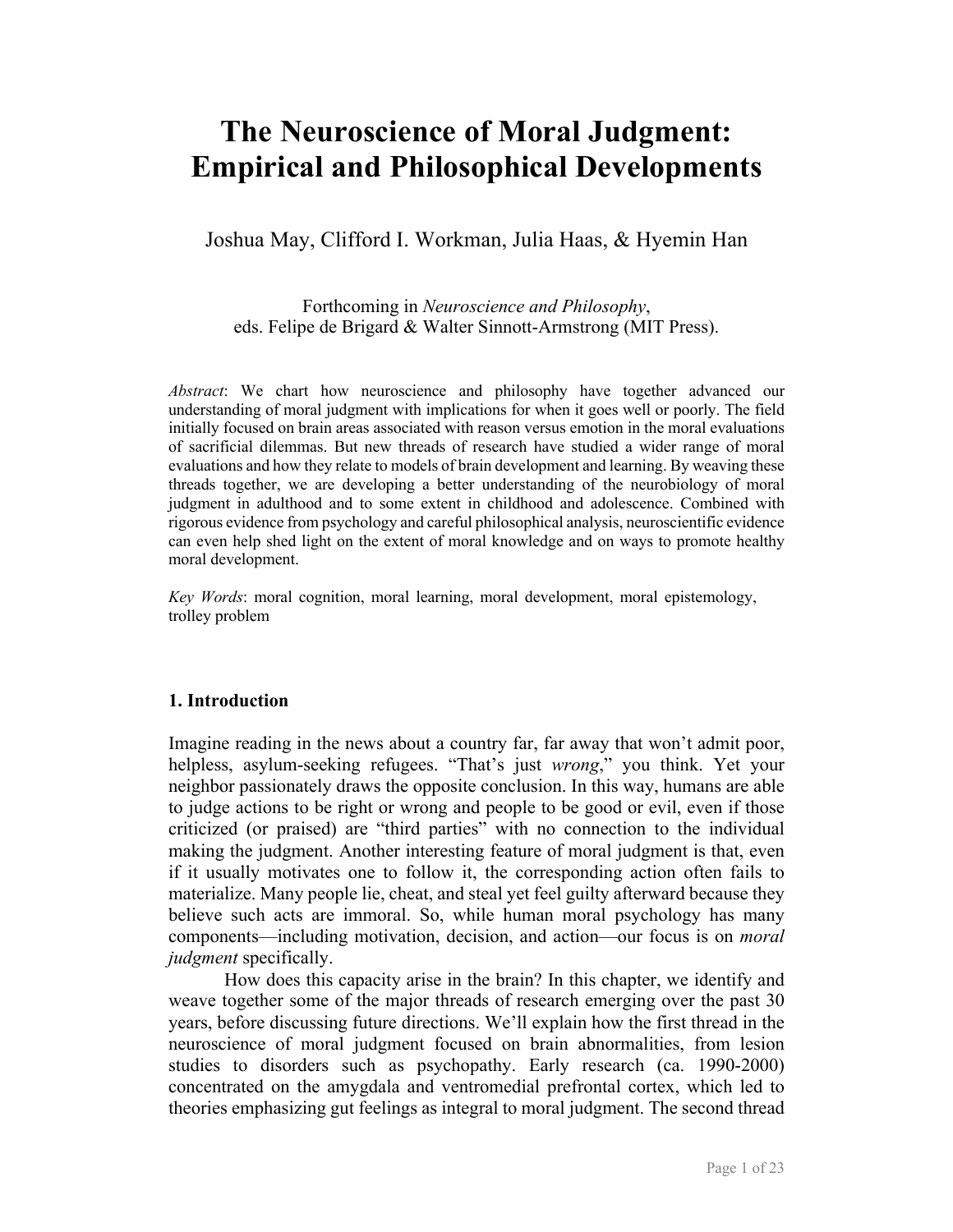# The Neuroscience of Moral Judgment: Empirical and Philosophical Developments

Joshua May, Clifford I. Workman, Julia Haas, & Hyemin Han

Forthcoming in *Neuroscience and Philosophy*,
eds. Felipe de Brigard & Walter Sinnott-Armstrong (MIT Press).

*Abstract*: We chart how neuroscience and philosophy have together advanced our understanding of moral judgment with implications for when it goes well or poorly. The field initially focused on brain areas associated with reason versus emotion in the moral evaluations of sacrificial dilemmas. But new threads of research have studied a wider range of moral evaluations and how they relate to models of brain development and learning. By weaving these threads together, we are developing a better understanding of the neurobiology of moral judgment in adulthood and to some extent in childhood and adolescence. Combined with rigorous evidence from psychology and careful philosophical analysis, neuroscientific evidence can even help shed light on the extent of moral knowledge and on ways to promote healthy moral development.

*Key Words*: moral cognition, moral learning, moral development, moral epistemology, trolley problem

## 1. Introduction

Imagine reading in the news about a country far, far away that won't admit poor, helpless, asylum-seeking refugees. "That's just *wrong*," you think. Yet your neighbor passionately draws the opposite conclusion. In this way, humans are able to judge actions to be right or wrong and people to be good or evil, even if those criticized (or praised) are "third parties" with no connection to the individual making the judgment. Another interesting feature of moral judgment is that, even if it usually motivates one to follow it, the corresponding action often fails to materialize. Many people lie, cheat, and steal yet feel guilty afterward because they believe such acts are immoral. So, while human moral psychology has many components—including motivation, decision, and action—our focus is on *moral judgment* specifically.

How does this capacity arise in the brain? In this chapter, we identify and weave together some of the major threads of research emerging over the past 30 years, before discussing future directions. We'll explain how the first thread in the neuroscience of moral judgment focused on brain abnormalities, from lesion studies to disorders such as psychopathy. Early research (ca. 1990-2000) concentrated on the amygdala and ventromedial prefrontal cortex, which led to theories emphasizing gut feelings as integral to moral judgment. The second thread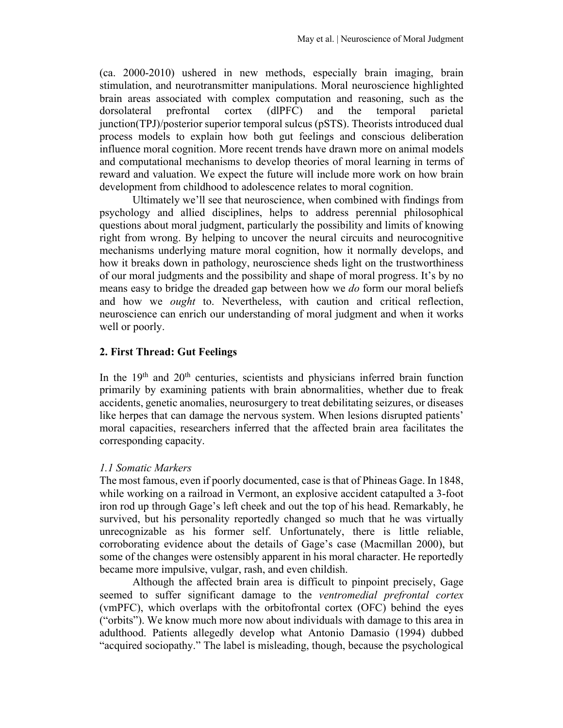(ca. 2000-2010) ushered in new methods, especially brain imaging, brain stimulation, and neurotransmitter manipulations. Moral neuroscience highlighted brain areas associated with complex computation and reasoning, such as the dorsolateral prefrontal cortex (dlPFC) and the temporal parietal junction(TPJ)/posterior superior temporal sulcus (pSTS). Theorists introduced dual process models to explain how both gut feelings and conscious deliberation influence moral cognition. More recent trends have drawn more on animal models and computational mechanisms to develop theories of moral learning in terms of reward and valuation. We expect the future will include more work on how brain development from childhood to adolescence relates to moral cognition.

Ultimately we'll see that neuroscience, when combined with findings from psychology and allied disciplines, helps to address perennial philosophical questions about moral judgment, particularly the possibility and limits of knowing right from wrong. By helping to uncover the neural circuits and neurocognitive mechanisms underlying mature moral cognition, how it normally develops, and how it breaks down in pathology, neuroscience sheds light on the trustworthiness of our moral judgments and the possibility and shape of moral progress. It's by no means easy to bridge the dreaded gap between how we *do* form our moral beliefs and how we *ought* to. Nevertheless, with caution and critical reflection, neuroscience can enrich our understanding of moral judgment and when it works well or poorly.

## 2. First Thread: Gut Feelings

In the 19th and 20th centuries, scientists and physicians inferred brain function primarily by examining patients with brain abnormalities, whether due to freak accidents, genetic anomalies, neurosurgery to treat debilitating seizures, or diseases like herpes that can damage the nervous system. When lesions disrupted patients' moral capacities, researchers inferred that the affected brain area facilitates the corresponding capacity.

### *1.1 Somatic Markers*

The most famous, even if poorly documented, case is that of Phineas Gage. In 1848, while working on a railroad in Vermont, an explosive accident catapulted a 3-foot iron rod up through Gage's left cheek and out the top of his head. Remarkably, he survived, but his personality reportedly changed so much that he was virtually unrecognizable as his former self. Unfortunately, there is little reliable, corroborating evidence about the details of Gage's case (Macmillan 2000), but some of the changes were ostensibly apparent in his moral character. He reportedly became more impulsive, vulgar, rash, and even childish.

Although the affected brain area is difficult to pinpoint precisely, Gage seemed to suffer significant damage to the *ventromedial prefrontal cortex* (vmPFC), which overlaps with the orbitofrontal cortex (OFC) behind the eyes ("orbits"). We know much more now about individuals with damage to this area in adulthood. Patients allegedly develop what Antonio Damasio (1994) dubbed "acquired sociopathy." The label is misleading, though, because the psychological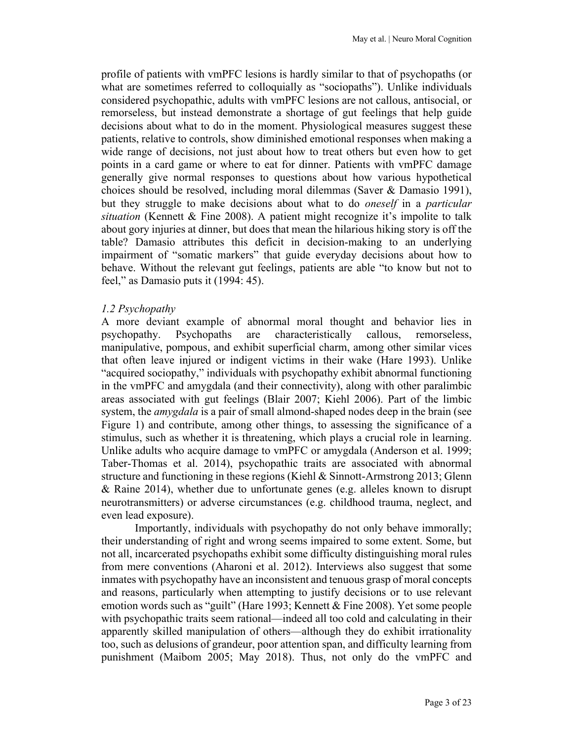profile of patients with vmPFC lesions is hardly similar to that of psychopaths (or what are sometimes referred to colloquially as "sociopaths"). Unlike individuals considered psychopathic, adults with vmPFC lesions are not callous, antisocial, or remorseless, but instead demonstrate a shortage of gut feelings that help guide decisions about what to do in the moment. Physiological measures suggest these patients, relative to controls, show diminished emotional responses when making a wide range of decisions, not just about how to treat others but even how to get points in a card game or where to eat for dinner. Patients with vmPFC damage generally give normal responses to questions about how various hypothetical choices should be resolved, including moral dilemmas (Saver & Damasio 1991), but they struggle to make decisions about what to do *oneself* in a *particular situation* (Kennett & Fine 2008). A patient might recognize it's impolite to talk about gory injuries at dinner, but does that mean the hilarious hiking story is off the table? Damasio attributes this deficit in decision-making to an underlying impairment of "somatic markers" that guide everyday decisions about how to behave. Without the relevant gut feelings, patients are able "to know but not to feel," as Damasio puts it (1994: 45).

### *1.2 Psychopathy*

A more deviant example of abnormal moral thought and behavior lies in psychopathy. Psychopaths are characteristically callous, remorseless, manipulative, pompous, and exhibit superficial charm, among other similar vices that often leave injured or indigent victims in their wake (Hare 1993). Unlike "acquired sociopathy," individuals with psychopathy exhibit abnormal functioning in the vmPFC and amygdala (and their connectivity), along with other paralimbic areas associated with gut feelings (Blair 2007; Kiehl 2006). Part of the limbic system, the *amygdala* is a pair of small almond-shaped nodes deep in the brain (see Figure 1) and contribute, among other things, to assessing the significance of a stimulus, such as whether it is threatening, which plays a crucial role in learning. Unlike adults who acquire damage to vmPFC or amygdala (Anderson et al. 1999; Taber-Thomas et al. 2014), psychopathic traits are associated with abnormal structure and functioning in these regions (Kiehl & Sinnott-Armstrong 2013; Glenn & Raine 2014), whether due to unfortunate genes (e.g. alleles known to disrupt neurotransmitters) or adverse circumstances (e.g. childhood trauma, neglect, and even lead exposure).

Importantly, individuals with psychopathy do not only behave immorally; their understanding of right and wrong seems impaired to some extent. Some, but not all, incarcerated psychopaths exhibit some difficulty distinguishing moral rules from mere conventions (Aharoni et al. 2012). Interviews also suggest that some inmates with psychopathy have an inconsistent and tenuous grasp of moral concepts and reasons, particularly when attempting to justify decisions or to use relevant emotion words such as "guilt" (Hare 1993; Kennett & Fine 2008). Yet some people with psychopathic traits seem rational—indeed all too cold and calculating in their apparently skilled manipulation of others—although they do exhibit irrationality too, such as delusions of grandeur, poor attention span, and difficulty learning from punishment (Maibom 2005; May 2018). Thus, not only do the vmPFC and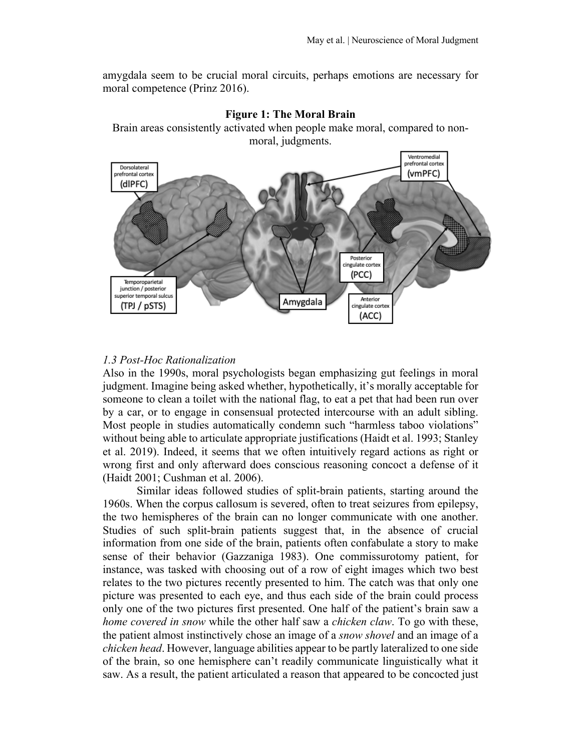amygdala seem to be crucial moral circuits, perhaps emotions are necessary for moral competence (Prinz 2016).

**Figure 1: The Moral Brain**

Brain areas consistently activated when people make moral, compared to non-moral, judgments.

### *1.3 Post-Hoc Rationalization*

Also in the 1990s, moral psychologists began emphasizing gut feelings in moral judgment. Imagine being asked whether, hypothetically, it's morally acceptable for someone to clean a toilet with the national flag, to eat a pet that had been run over by a car, or to engage in consensual protected intercourse with an adult sibling. Most people in studies automatically condemn such "harmless taboo violations" without being able to articulate appropriate justifications (Haidt et al. 1993; Stanley et al. 2019). Indeed, it seems that we often intuitively regard actions as right or wrong first and only afterward does conscious reasoning concoct a defense of it (Haidt 2001; Cushman et al. 2006).

Similar ideas followed studies of split-brain patients, starting around the 1960s. When the corpus callosum is severed, often to treat seizures from epilepsy, the two hemispheres of the brain can no longer communicate with one another. Studies of such split-brain patients suggest that, in the absence of crucial information from one side of the brain, patients often confabulate a story to make sense of their behavior (Gazzaniga 1983). One commissurotomy patient, for instance, was tasked with choosing out of a row of eight images which two best relates to the two pictures recently presented to him. The catch was that only one picture was presented to each eye, and thus each side of the brain could process only one of the two pictures first presented. One half of the patient's brain saw a *home covered in snow* while the other half saw a *chicken claw*. To go with these, the patient almost instinctively chose an image of a *snow shovel* and an image of a *chicken head*. However, language abilities appear to be partly lateralized to one side of the brain, so one hemisphere can't readily communicate linguistically what it saw. As a result, the patient articulated a reason that appeared to be concocted just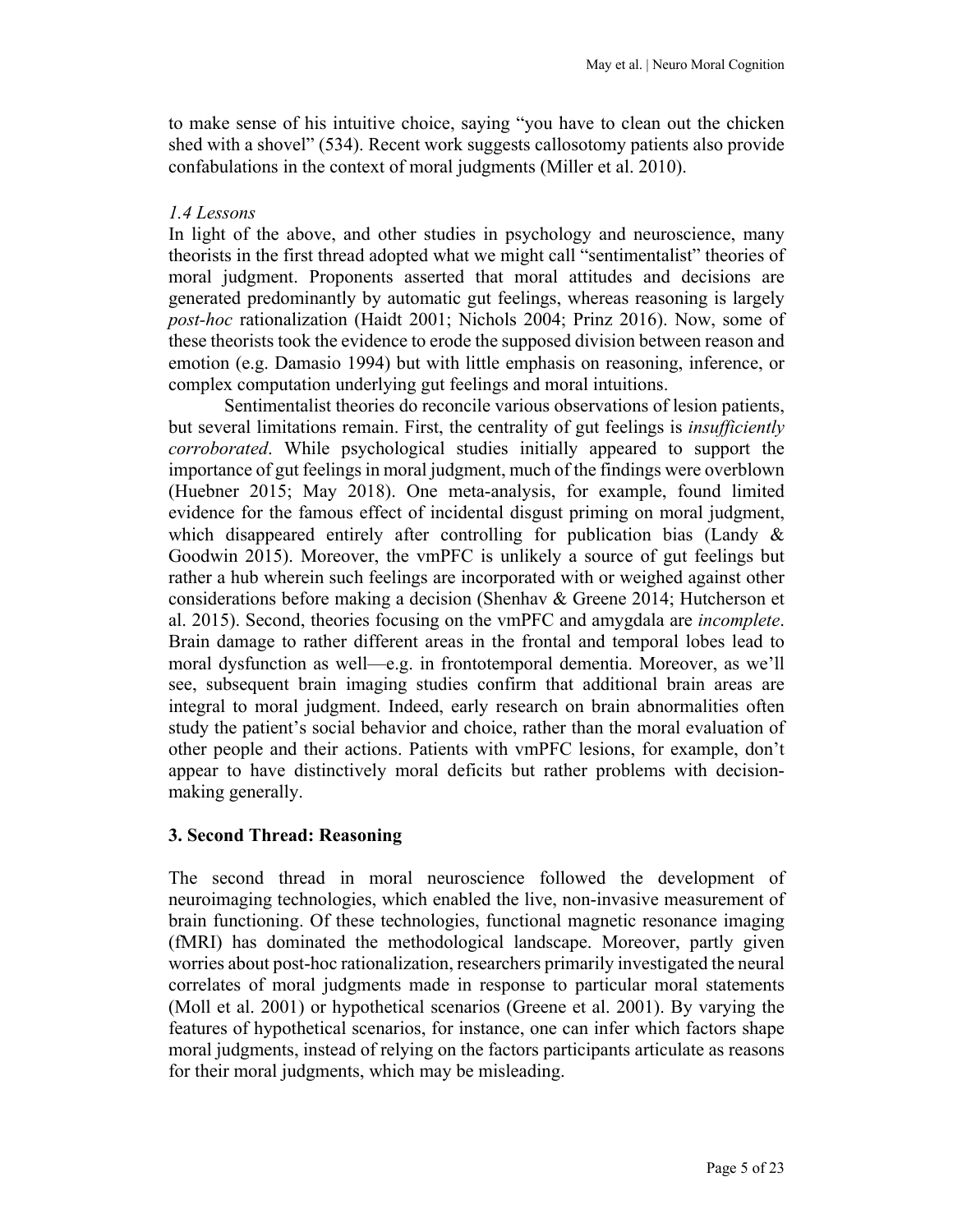to make sense of his intuitive choice, saying "you have to clean out the chicken shed with a shovel" (534). Recent work suggests callosotomy patients also provide confabulations in the context of moral judgments (Miller et al. 2010).

### *1.4 Lessons*

In light of the above, and other studies in psychology and neuroscience, many theorists in the first thread adopted what we might call "sentimentalist" theories of moral judgment. Proponents asserted that moral attitudes and decisions are generated predominantly by automatic gut feelings, whereas reasoning is largely *post-hoc* rationalization (Haidt 2001; Nichols 2004; Prinz 2016). Now, some of these theorists took the evidence to erode the supposed division between reason and emotion (e.g. Damasio 1994) but with little emphasis on reasoning, inference, or complex computation underlying gut feelings and moral intuitions.

Sentimentalist theories do reconcile various observations of lesion patients, but several limitations remain. First, the centrality of gut feelings is *insufficiently corroborated*. While psychological studies initially appeared to support the importance of gut feelings in moral judgment, much of the findings were overblown (Huebner 2015; May 2018). One meta-analysis, for example, found limited evidence for the famous effect of incidental disgust priming on moral judgment, which disappeared entirely after controlling for publication bias (Landy & Goodwin 2015). Moreover, the vmPFC is unlikely a source of gut feelings but rather a hub wherein such feelings are incorporated with or weighed against other considerations before making a decision (Shenhav & Greene 2014; Hutcherson et al. 2015). Second, theories focusing on the vmPFC and amygdala are *incomplete*. Brain damage to rather different areas in the frontal and temporal lobes lead to moral dysfunction as well—e.g. in frontotemporal dementia. Moreover, as we'll see, subsequent brain imaging studies confirm that additional brain areas are integral to moral judgment. Indeed, early research on brain abnormalities often study the patient's social behavior and choice, rather than the moral evaluation of other people and their actions. Patients with vmPFC lesions, for example, don't appear to have distinctively moral deficits but rather problems with decision-making generally.

## 3. Second Thread: Reasoning

The second thread in moral neuroscience followed the development of neuroimaging technologies, which enabled the live, non-invasive measurement of brain functioning. Of these technologies, functional magnetic resonance imaging (fMRI) has dominated the methodological landscape. Moreover, partly given worries about post-hoc rationalization, researchers primarily investigated the neural correlates of moral judgments made in response to particular moral statements (Moll et al. 2001) or hypothetical scenarios (Greene et al. 2001). By varying the features of hypothetical scenarios, for instance, one can infer which factors shape moral judgments, instead of relying on the factors participants articulate as reasons for their moral judgments, which may be misleading.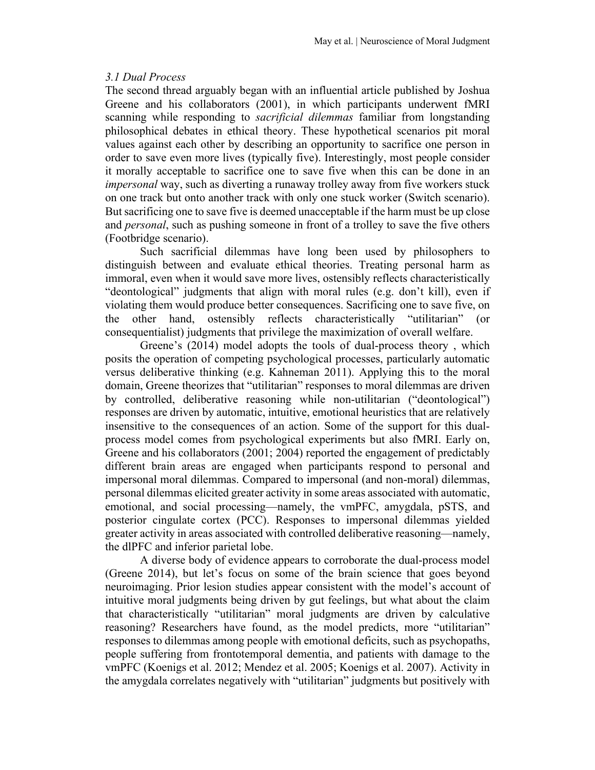### *3.1 Dual Process*

The second thread arguably began with an influential article published by Joshua Greene and his collaborators (2001), in which participants underwent fMRI scanning while responding to *sacrificial dilemmas* familiar from longstanding philosophical debates in ethical theory. These hypothetical scenarios pit moral values against each other by describing an opportunity to sacrifice one person in order to save even more lives (typically five). Interestingly, most people consider it morally acceptable to sacrifice one to save five when this can be done in an *impersonal* way, such as diverting a runaway trolley away from five workers stuck on one track but onto another track with only one stuck worker (Switch scenario). But sacrificing one to save five is deemed unacceptable if the harm must be up close and *personal*, such as pushing someone in front of a trolley to save the five others (Footbridge scenario).

Such sacrificial dilemmas have long been used by philosophers to distinguish between and evaluate ethical theories. Treating personal harm as immoral, even when it would save more lives, ostensibly reflects characteristically "deontological" judgments that align with moral rules (e.g. don't kill), even if violating them would produce better consequences. Sacrificing one to save five, on the other hand, ostensibly reflects characteristically "utilitarian" (or consequentialist) judgments that privilege the maximization of overall welfare.

Greene's (2014) model adopts the tools of dual-process theory , which posits the operation of competing psychological processes, particularly automatic versus deliberative thinking (e.g. Kahneman 2011). Applying this to the moral domain, Greene theorizes that "utilitarian" responses to moral dilemmas are driven by controlled, deliberative reasoning while non-utilitarian ("deontological") responses are driven by automatic, intuitive, emotional heuristics that are relatively insensitive to the consequences of an action. Some of the support for this dual-process model comes from psychological experiments but also fMRI. Early on, Greene and his collaborators (2001; 2004) reported the engagement of predictably different brain areas are engaged when participants respond to personal and impersonal moral dilemmas. Compared to impersonal (and non-moral) dilemmas, personal dilemmas elicited greater activity in some areas associated with automatic, emotional, and social processing—namely, the vmPFC, amygdala, pSTS, and posterior cingulate cortex (PCC). Responses to impersonal dilemmas yielded greater activity in areas associated with controlled deliberative reasoning—namely, the dlPFC and inferior parietal lobe.

A diverse body of evidence appears to corroborate the dual-process model (Greene 2014), but let's focus on some of the brain science that goes beyond neuroimaging. Prior lesion studies appear consistent with the model's account of intuitive moral judgments being driven by gut feelings, but what about the claim that characteristically "utilitarian" moral judgments are driven by calculative reasoning? Researchers have found, as the model predicts, more "utilitarian" responses to dilemmas among people with emotional deficits, such as psychopaths, people suffering from frontotemporal dementia, and patients with damage to the vmPFC (Koenigs et al. 2012; Mendez et al. 2005; Koenigs et al. 2007). Activity in the amygdala correlates negatively with "utilitarian" judgments but positively with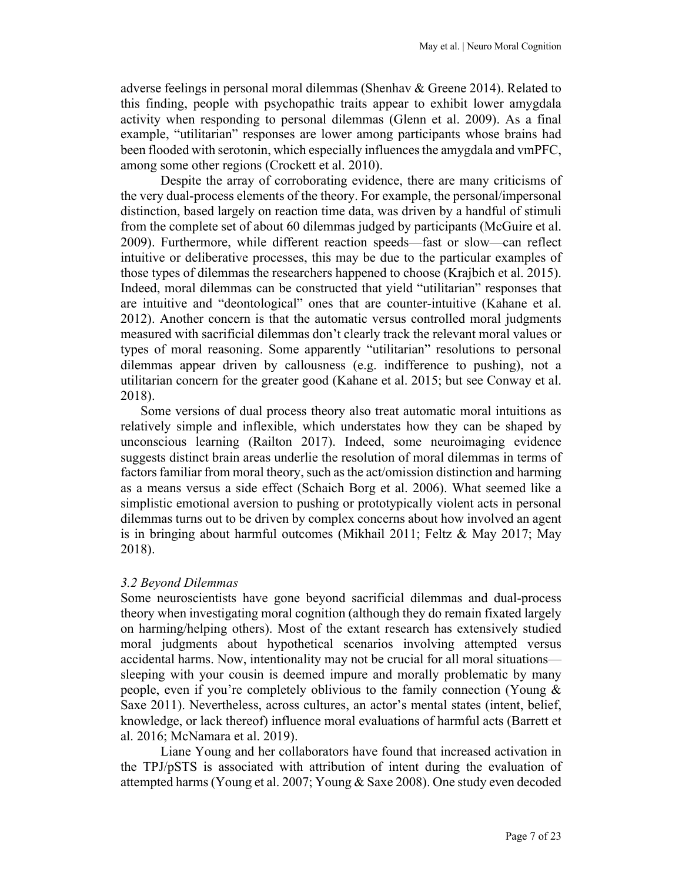adverse feelings in personal moral dilemmas (Shenhav & Greene 2014). Related to this finding, people with psychopathic traits appear to exhibit lower amygdala activity when responding to personal dilemmas (Glenn et al. 2009). As a final example, "utilitarian" responses are lower among participants whose brains had been flooded with serotonin, which especially influences the amygdala and vmPFC, among some other regions (Crockett et al. 2010).

Despite the array of corroborating evidence, there are many criticisms of the very dual-process elements of the theory. For example, the personal/impersonal distinction, based largely on reaction time data, was driven by a handful of stimuli from the complete set of about 60 dilemmas judged by participants (McGuire et al. 2009). Furthermore, while different reaction speeds—fast or slow—can reflect intuitive or deliberative processes, this may be due to the particular examples of those types of dilemmas the researchers happened to choose (Krajbich et al. 2015). Indeed, moral dilemmas can be constructed that yield "utilitarian" responses that are intuitive and "deontological" ones that are counter-intuitive (Kahane et al. 2012). Another concern is that the automatic versus controlled moral judgments measured with sacrificial dilemmas don't clearly track the relevant moral values or types of moral reasoning. Some apparently "utilitarian" resolutions to personal dilemmas appear driven by callousness (e.g. indifference to pushing), not a utilitarian concern for the greater good (Kahane et al. 2015; but see Conway et al. 2018).

Some versions of dual process theory also treat automatic moral intuitions as relatively simple and inflexible, which understates how they can be shaped by unconscious learning (Railton 2017). Indeed, some neuroimaging evidence suggests distinct brain areas underlie the resolution of moral dilemmas in terms of factors familiar from moral theory, such as the act/omission distinction and harming as a means versus a side effect (Schaich Borg et al. 2006). What seemed like a simplistic emotional aversion to pushing or prototypically violent acts in personal dilemmas turns out to be driven by complex concerns about how involved an agent is in bringing about harmful outcomes (Mikhail 2011; Feltz & May 2017; May 2018).

### *3.2 Beyond Dilemmas*

Some neuroscientists have gone beyond sacrificial dilemmas and dual-process theory when investigating moral cognition (although they do remain fixated largely on harming/helping others). Most of the extant research has extensively studied moral judgments about hypothetical scenarios involving attempted versus accidental harms. Now, intentionality may not be crucial for all moral situations—sleeping with your cousin is deemed impure and morally problematic by many people, even if you're completely oblivious to the family connection (Young & Saxe 2011). Nevertheless, across cultures, an actor's mental states (intent, belief, knowledge, or lack thereof) influence moral evaluations of harmful acts (Barrett et al. 2016; McNamara et al. 2019).

Liane Young and her collaborators have found that increased activation in the TPJ/pSTS is associated with attribution of intent during the evaluation of attempted harms (Young et al. 2007; Young & Saxe 2008). One study even decoded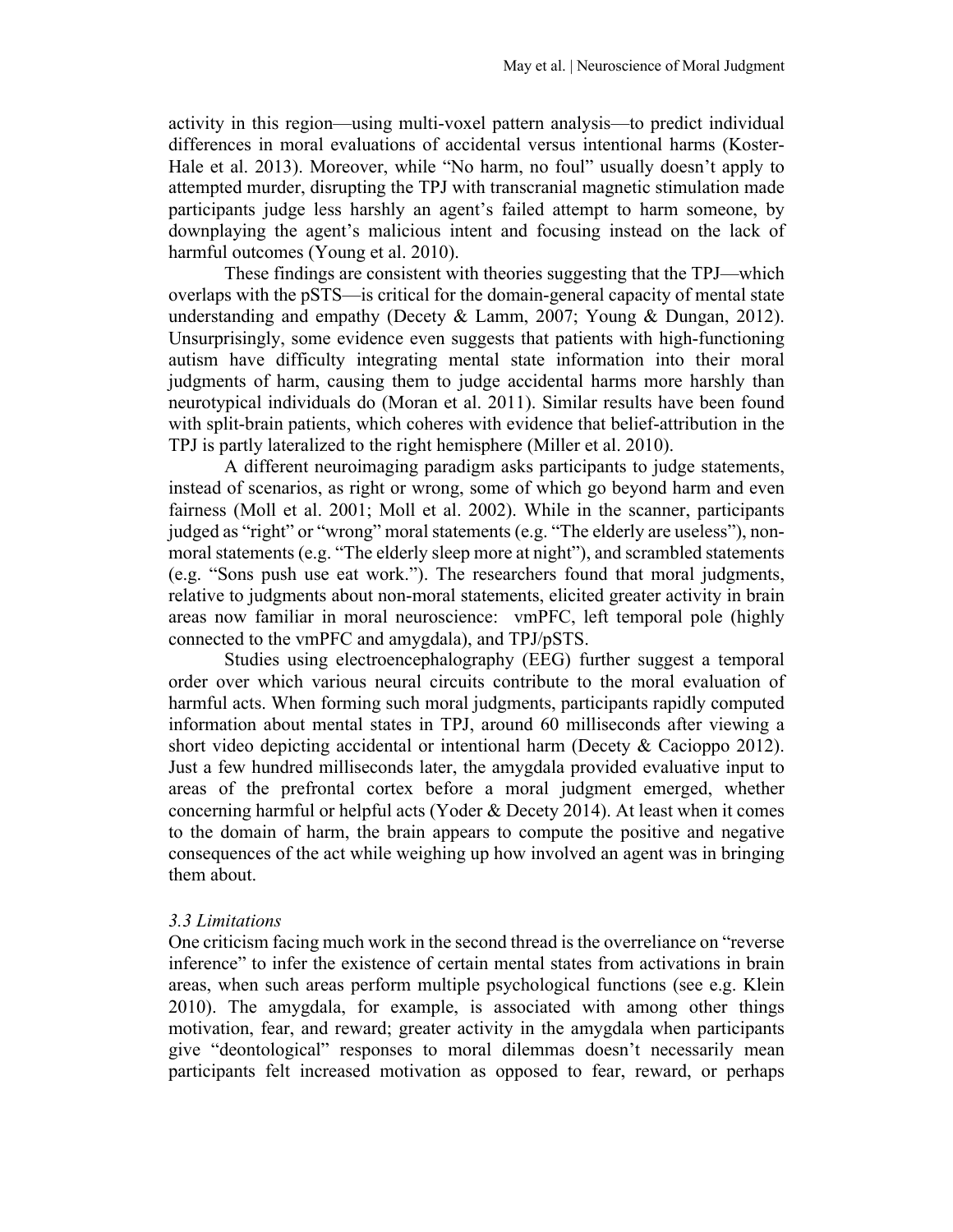activity in this region—using multi-voxel pattern analysis—to predict individual differences in moral evaluations of accidental versus intentional harms (Koster-Hale et al. 2013). Moreover, while "No harm, no foul" usually doesn't apply to attempted murder, disrupting the TPJ with transcranial magnetic stimulation made participants judge less harshly an agent's failed attempt to harm someone, by downplaying the agent's malicious intent and focusing instead on the lack of harmful outcomes (Young et al. 2010).

These findings are consistent with theories suggesting that the TPJ—which overlaps with the pSTS—is critical for the domain-general capacity of mental state understanding and empathy (Decety & Lamm, 2007; Young & Dungan, 2012). Unsurprisingly, some evidence even suggests that patients with high-functioning autism have difficulty integrating mental state information into their moral judgments of harm, causing them to judge accidental harms more harshly than neurotypical individuals do (Moran et al. 2011). Similar results have been found with split-brain patients, which coheres with evidence that belief-attribution in the TPJ is partly lateralized to the right hemisphere (Miller et al. 2010).

A different neuroimaging paradigm asks participants to judge statements, instead of scenarios, as right or wrong, some of which go beyond harm and even fairness (Moll et al. 2001; Moll et al. 2002). While in the scanner, participants judged as "right" or "wrong" moral statements (e.g. "The elderly are useless"), non-moral statements (e.g. "The elderly sleep more at night"), and scrambled statements (e.g. "Sons push use eat work."). The researchers found that moral judgments, relative to judgments about non-moral statements, elicited greater activity in brain areas now familiar in moral neuroscience: vmPFC, left temporal pole (highly connected to the vmPFC and amygdala), and TPJ/pSTS.

Studies using electroencephalography (EEG) further suggest a temporal order over which various neural circuits contribute to the moral evaluation of harmful acts. When forming such moral judgments, participants rapidly computed information about mental states in TPJ, around 60 milliseconds after viewing a short video depicting accidental or intentional harm (Decety & Cacioppo 2012). Just a few hundred milliseconds later, the amygdala provided evaluative input to areas of the prefrontal cortex before a moral judgment emerged, whether concerning harmful or helpful acts (Yoder & Decety 2014). At least when it comes to the domain of harm, the brain appears to compute the positive and negative consequences of the act while weighing up how involved an agent was in bringing them about.

### *3.3 Limitations*

One criticism facing much work in the second thread is the overreliance on "reverse inference" to infer the existence of certain mental states from activations in brain areas, when such areas perform multiple psychological functions (see e.g. Klein 2010). The amygdala, for example, is associated with among other things motivation, fear, and reward; greater activity in the amygdala when participants give "deontological" responses to moral dilemmas doesn't necessarily mean participants felt increased motivation as opposed to fear, reward, or perhaps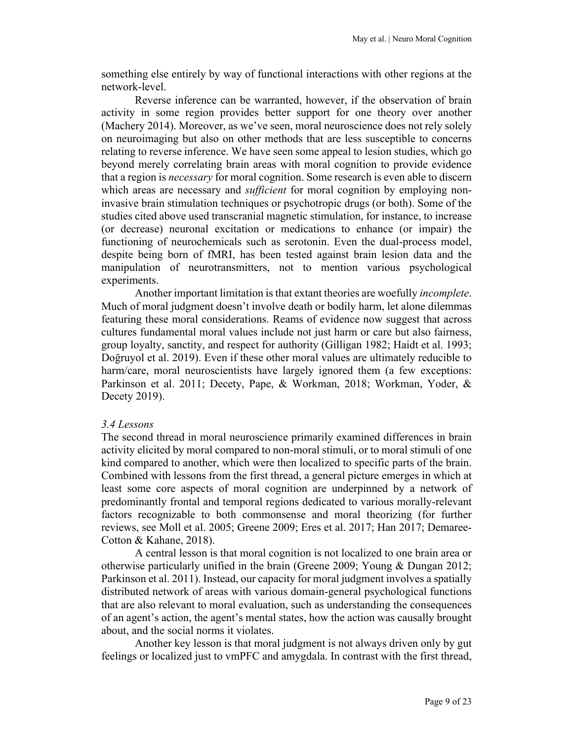something else entirely by way of functional interactions with other regions at the network-level.

Reverse inference can be warranted, however, if the observation of brain activity in some region provides better support for one theory over another (Machery 2014). Moreover, as we've seen, moral neuroscience does not rely solely on neuroimaging but also on other methods that are less susceptible to concerns relating to reverse inference. We have seen some appeal to lesion studies, which go beyond merely correlating brain areas with moral cognition to provide evidence that a region is *necessary* for moral cognition. Some research is even able to discern which areas are necessary and *sufficient* for moral cognition by employing non-invasive brain stimulation techniques or psychotropic drugs (or both). Some of the studies cited above used transcranial magnetic stimulation, for instance, to increase (or decrease) neuronal excitation or medications to enhance (or impair) the functioning of neurochemicals such as serotonin. Even the dual-process model, despite being born of fMRI, has been tested against brain lesion data and the manipulation of neurotransmitters, not to mention various psychological experiments.

Another important limitation is that extant theories are woefully *incomplete*. Much of moral judgment doesn't involve death or bodily harm, let alone dilemmas featuring these moral considerations. Reams of evidence now suggest that across cultures fundamental moral values include not just harm or care but also fairness, group loyalty, sanctity, and respect for authority (Gilligan 1982; Haidt et al. 1993; Doğruyol et al. 2019). Even if these other moral values are ultimately reducible to harm/care, moral neuroscientists have largely ignored them (a few exceptions: Parkinson et al. 2011; Decety, Pape, & Workman, 2018; Workman, Yoder, & Decety 2019).

### *3.4 Lessons*

The second thread in moral neuroscience primarily examined differences in brain activity elicited by moral compared to non-moral stimuli, or to moral stimuli of one kind compared to another, which were then localized to specific parts of the brain. Combined with lessons from the first thread, a general picture emerges in which at least some core aspects of moral cognition are underpinned by a network of predominantly frontal and temporal regions dedicated to various morally-relevant factors recognizable to both commonsense and moral theorizing (for further reviews, see Moll et al. 2005; Greene 2009; Eres et al. 2017; Han 2017; Demaree-Cotton & Kahane, 2018).

A central lesson is that moral cognition is not localized to one brain area or otherwise particularly unified in the brain (Greene 2009; Young & Dungan 2012; Parkinson et al. 2011). Instead, our capacity for moral judgment involves a spatially distributed network of areas with various domain-general psychological functions that are also relevant to moral evaluation, such as understanding the consequences of an agent's action, the agent's mental states, how the action was causally brought about, and the social norms it violates.

Another key lesson is that moral judgment is not always driven only by gut feelings or localized just to vmPFC and amygdala. In contrast with the first thread,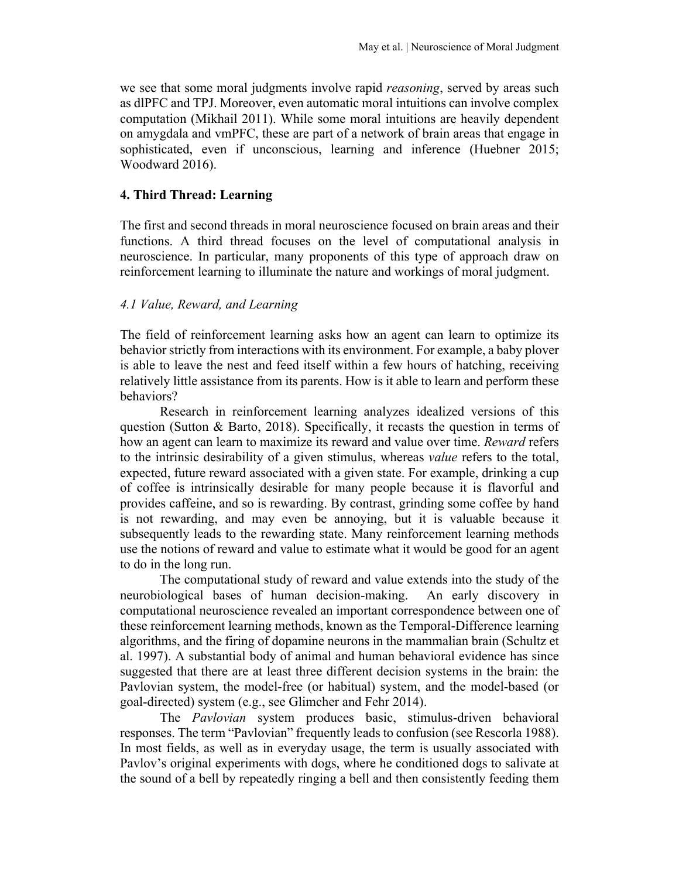we see that some moral judgments involve rapid *reasoning*, served by areas such as dlPFC and TPJ. Moreover, even automatic moral intuitions can involve complex computation (Mikhail 2011). While some moral intuitions are heavily dependent on amygdala and vmPFC, these are part of a network of brain areas that engage in sophisticated, even if unconscious, learning and inference (Huebner 2015; Woodward 2016).

## 4. Third Thread: Learning

The first and second threads in moral neuroscience focused on brain areas and their functions. A third thread focuses on the level of computational analysis in neuroscience. In particular, many proponents of this type of approach draw on reinforcement learning to illuminate the nature and workings of moral judgment.

### *4.1 Value, Reward, and Learning*

The field of reinforcement learning asks how an agent can learn to optimize its behavior strictly from interactions with its environment. For example, a baby plover is able to leave the nest and feed itself within a few hours of hatching, receiving relatively little assistance from its parents. How is it able to learn and perform these behaviors?

Research in reinforcement learning analyzes idealized versions of this question (Sutton & Barto, 2018). Specifically, it recasts the question in terms of how an agent can learn to maximize its reward and value over time. *Reward* refers to the intrinsic desirability of a given stimulus, whereas *value* refers to the total, expected, future reward associated with a given state. For example, drinking a cup of coffee is intrinsically desirable for many people because it is flavorful and provides caffeine, and so is rewarding. By contrast, grinding some coffee by hand is not rewarding, and may even be annoying, but it is valuable because it subsequently leads to the rewarding state. Many reinforcement learning methods use the notions of reward and value to estimate what it would be good for an agent to do in the long run.

The computational study of reward and value extends into the study of the neurobiological bases of human decision-making. An early discovery in computational neuroscience revealed an important correspondence between one of these reinforcement learning methods, known as the Temporal-Difference learning algorithms, and the firing of dopamine neurons in the mammalian brain (Schultz et al. 1997). A substantial body of animal and human behavioral evidence has since suggested that there are at least three different decision systems in the brain: the Pavlovian system, the model-free (or habitual) system, and the model-based (or goal-directed) system (e.g., see Glimcher and Fehr 2014).

The *Pavlovian* system produces basic, stimulus-driven behavioral responses. The term "Pavlovian" frequently leads to confusion (see Rescorla 1988). In most fields, as well as in everyday usage, the term is usually associated with Pavlov's original experiments with dogs, where he conditioned dogs to salivate at the sound of a bell by repeatedly ringing a bell and then consistently feeding them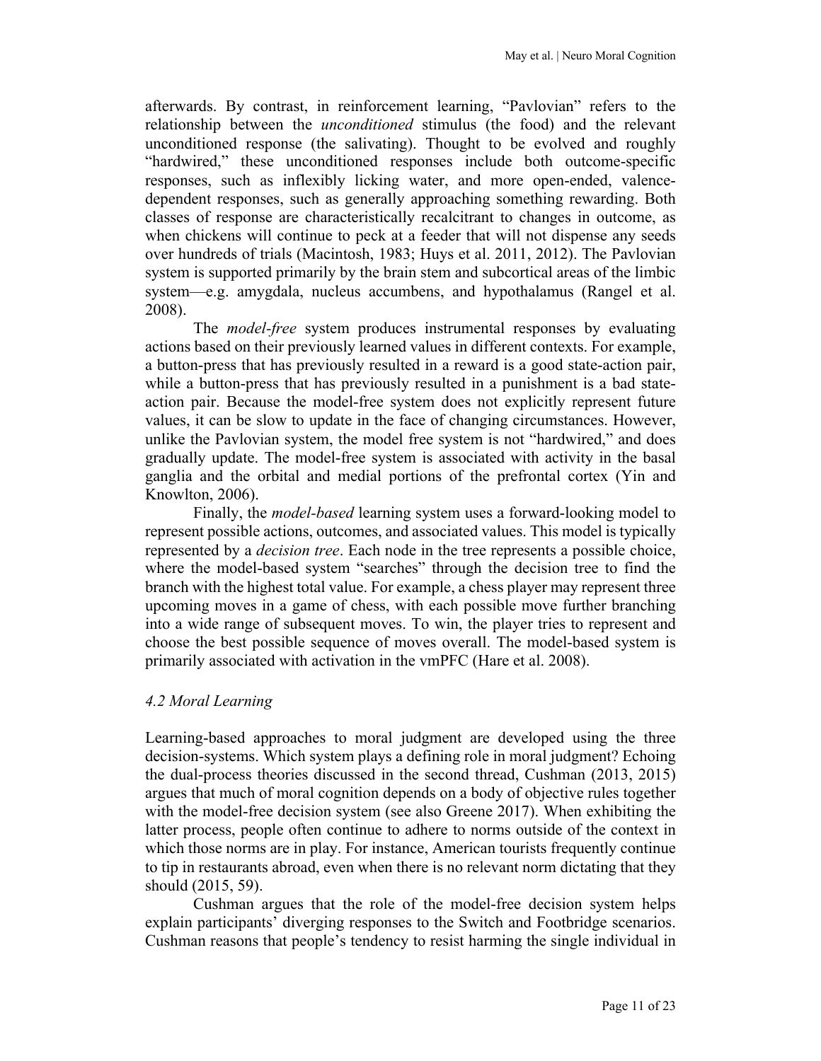afterwards. By contrast, in reinforcement learning, "Pavlovian" refers to the relationship between the *unconditioned* stimulus (the food) and the relevant unconditioned response (the salivating). Thought to be evolved and roughly "hardwired," these unconditioned responses include both outcome-specific responses, such as inflexibly licking water, and more open-ended, valence-dependent responses, such as generally approaching something rewarding. Both classes of response are characteristically recalcitrant to changes in outcome, as when chickens will continue to peck at a feeder that will not dispense any seeds over hundreds of trials (Macintosh, 1983; Huys et al. 2011, 2012). The Pavlovian system is supported primarily by the brain stem and subcortical areas of the limbic system—e.g. amygdala, nucleus accumbens, and hypothalamus (Rangel et al. 2008).

The *model-free* system produces instrumental responses by evaluating actions based on their previously learned values in different contexts. For example, a button-press that has previously resulted in a reward is a good state-action pair, while a button-press that has previously resulted in a punishment is a bad state-action pair. Because the model-free system does not explicitly represent future values, it can be slow to update in the face of changing circumstances. However, unlike the Pavlovian system, the model free system is not "hardwired," and does gradually update. The model-free system is associated with activity in the basal ganglia and the orbital and medial portions of the prefrontal cortex (Yin and Knowlton, 2006).

Finally, the *model-based* learning system uses a forward-looking model to represent possible actions, outcomes, and associated values. This model is typically represented by a *decision tree*. Each node in the tree represents a possible choice, where the model-based system "searches" through the decision tree to find the branch with the highest total value. For example, a chess player may represent three upcoming moves in a game of chess, with each possible move further branching into a wide range of subsequent moves. To win, the player tries to represent and choose the best possible sequence of moves overall. The model-based system is primarily associated with activation in the vmPFC (Hare et al. 2008).

### *4.2 Moral Learning*

Learning-based approaches to moral judgment are developed using the three decision-systems. Which system plays a defining role in moral judgment? Echoing the dual-process theories discussed in the second thread, Cushman (2013, 2015) argues that much of moral cognition depends on a body of objective rules together with the model-free decision system (see also Greene 2017). When exhibiting the latter process, people often continue to adhere to norms outside of the context in which those norms are in play. For instance, American tourists frequently continue to tip in restaurants abroad, even when there is no relevant norm dictating that they should (2015, 59).

Cushman argues that the role of the model-free decision system helps explain participants' diverging responses to the Switch and Footbridge scenarios. Cushman reasons that people's tendency to resist harming the single individual in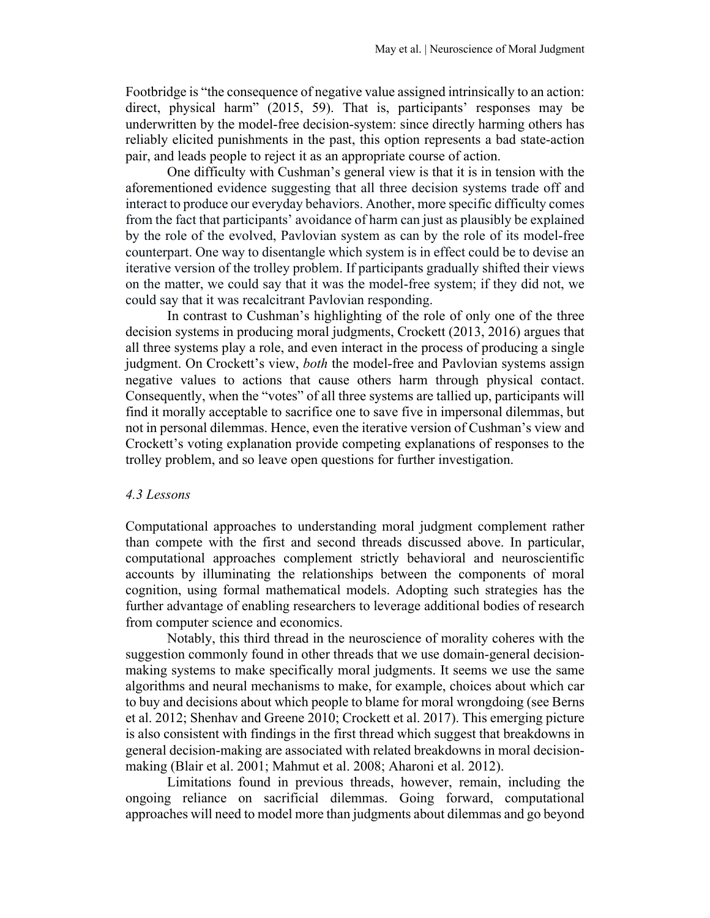Footbridge is "the consequence of negative value assigned intrinsically to an action: direct, physical harm" (2015, 59). That is, participants' responses may be underwritten by the model-free decision-system: since directly harming others has reliably elicited punishments in the past, this option represents a bad state-action pair, and leads people to reject it as an appropriate course of action.

One difficulty with Cushman's general view is that it is in tension with the aforementioned evidence suggesting that all three decision systems trade off and interact to produce our everyday behaviors. Another, more specific difficulty comes from the fact that participants' avoidance of harm can just as plausibly be explained by the role of the evolved, Pavlovian system as can by the role of its model-free counterpart. One way to disentangle which system is in effect could be to devise an iterative version of the trolley problem. If participants gradually shifted their views on the matter, we could say that it was the model-free system; if they did not, we could say that it was recalcitrant Pavlovian responding.

In contrast to Cushman's highlighting of the role of only one of the three decision systems in producing moral judgments, Crockett (2013, 2016) argues that all three systems play a role, and even interact in the process of producing a single judgment. On Crockett's view, *both* the model-free and Pavlovian systems assign negative values to actions that cause others harm through physical contact. Consequently, when the "votes" of all three systems are tallied up, participants will find it morally acceptable to sacrifice one to save five in impersonal dilemmas, but not in personal dilemmas. Hence, even the iterative version of Cushman's view and Crockett's voting explanation provide competing explanations of responses to the trolley problem, and so leave open questions for further investigation.

### *4.3 Lessons*

Computational approaches to understanding moral judgment complement rather than compete with the first and second threads discussed above. In particular, computational approaches complement strictly behavioral and neuroscientific accounts by illuminating the relationships between the components of moral cognition, using formal mathematical models. Adopting such strategies has the further advantage of enabling researchers to leverage additional bodies of research from computer science and economics.

Notably, this third thread in the neuroscience of morality coheres with the suggestion commonly found in other threads that we use domain-general decision-making systems to make specifically moral judgments. It seems we use the same algorithms and neural mechanisms to make, for example, choices about which car to buy and decisions about which people to blame for moral wrongdoing (see Berns et al. 2012; Shenhav and Greene 2010; Crockett et al. 2017). This emerging picture is also consistent with findings in the first thread which suggest that breakdowns in general decision-making are associated with related breakdowns in moral decision-making (Blair et al. 2001; Mahmut et al. 2008; Aharoni et al. 2012).

Limitations found in previous threads, however, remain, including the ongoing reliance on sacrificial dilemmas. Going forward, computational approaches will need to model more than judgments about dilemmas and go beyond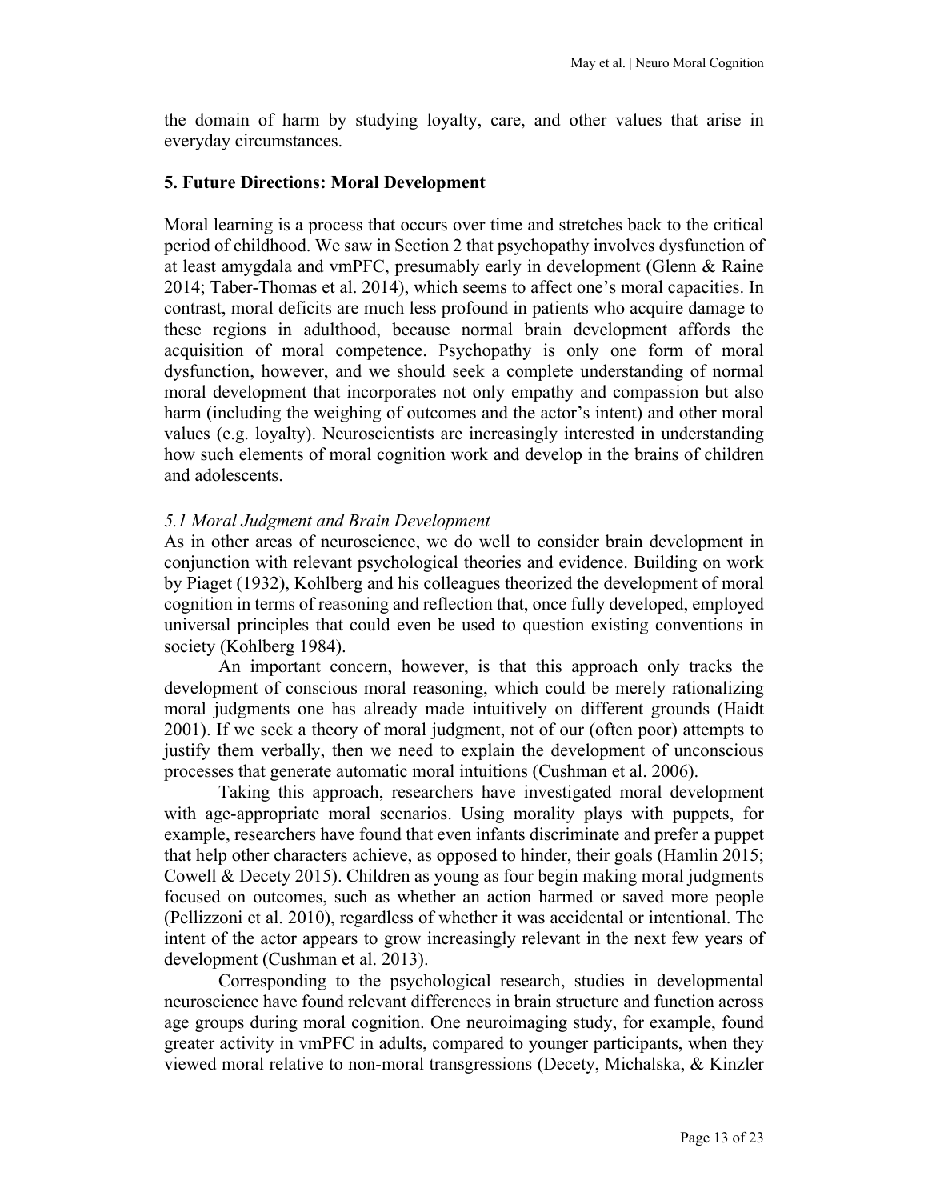the domain of harm by studying loyalty, care, and other values that arise in everyday circumstances.

## 5. Future Directions: Moral Development

Moral learning is a process that occurs over time and stretches back to the critical period of childhood. We saw in Section 2 that psychopathy involves dysfunction of at least amygdala and vmPFC, presumably early in development (Glenn & Raine 2014; Taber-Thomas et al. 2014), which seems to affect one's moral capacities. In contrast, moral deficits are much less profound in patients who acquire damage to these regions in adulthood, because normal brain development affords the acquisition of moral competence. Psychopathy is only one form of moral dysfunction, however, and we should seek a complete understanding of normal moral development that incorporates not only empathy and compassion but also harm (including the weighing of outcomes and the actor's intent) and other moral values (e.g. loyalty). Neuroscientists are increasingly interested in understanding how such elements of moral cognition work and develop in the brains of children and adolescents.

### *5.1 Moral Judgment and Brain Development*

As in other areas of neuroscience, we do well to consider brain development in conjunction with relevant psychological theories and evidence. Building on work by Piaget (1932), Kohlberg and his colleagues theorized the development of moral cognition in terms of reasoning and reflection that, once fully developed, employed universal principles that could even be used to question existing conventions in society (Kohlberg 1984).

An important concern, however, is that this approach only tracks the development of conscious moral reasoning, which could be merely rationalizing moral judgments one has already made intuitively on different grounds (Haidt 2001). If we seek a theory of moral judgment, not of our (often poor) attempts to justify them verbally, then we need to explain the development of unconscious processes that generate automatic moral intuitions (Cushman et al. 2006).

Taking this approach, researchers have investigated moral development with age-appropriate moral scenarios. Using morality plays with puppets, for example, researchers have found that even infants discriminate and prefer a puppet that help other characters achieve, as opposed to hinder, their goals (Hamlin 2015; Cowell & Decety 2015). Children as young as four begin making moral judgments focused on outcomes, such as whether an action harmed or saved more people (Pellizzoni et al. 2010), regardless of whether it was accidental or intentional. The intent of the actor appears to grow increasingly relevant in the next few years of development (Cushman et al. 2013).

Corresponding to the psychological research, studies in developmental neuroscience have found relevant differences in brain structure and function across age groups during moral cognition. One neuroimaging study, for example, found greater activity in vmPFC in adults, compared to younger participants, when they viewed moral relative to non-moral transgressions (Decety, Michalska, & Kinzler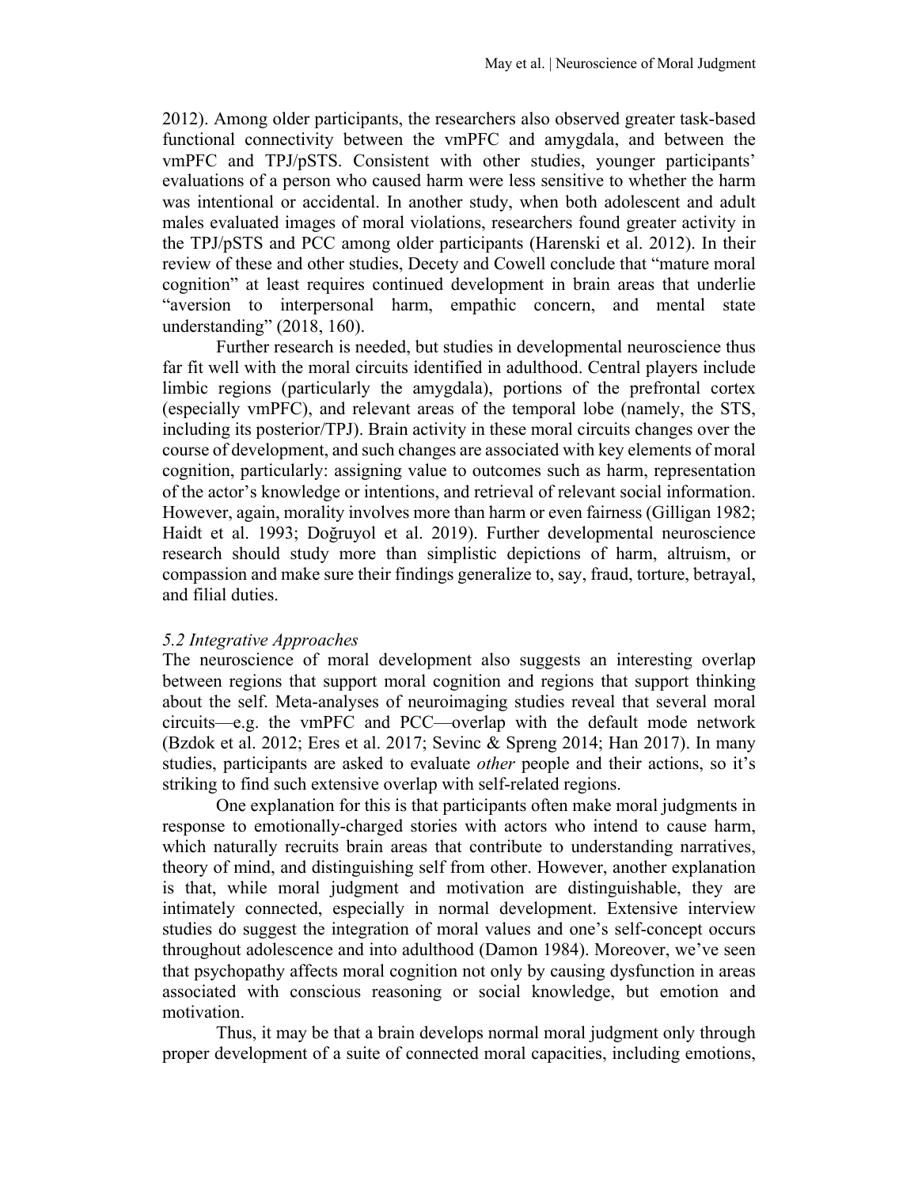2012). Among older participants, the researchers also observed greater task-based functional connectivity between the vmPFC and amygdala, and between the vmPFC and TPJ/pSTS. Consistent with other studies, younger participants' evaluations of a person who caused harm were less sensitive to whether the harm was intentional or accidental. In another study, when both adolescent and adult males evaluated images of moral violations, researchers found greater activity in the TPJ/pSTS and PCC among older participants (Harenski et al. 2012). In their review of these and other studies, Decety and Cowell conclude that "mature moral cognition" at least requires continued development in brain areas that underlie "aversion to interpersonal harm, empathic concern, and mental state understanding" (2018, 160).

Further research is needed, but studies in developmental neuroscience thus far fit well with the moral circuits identified in adulthood. Central players include limbic regions (particularly the amygdala), portions of the prefrontal cortex (especially vmPFC), and relevant areas of the temporal lobe (namely, the STS, including its posterior/TPJ). Brain activity in these moral circuits changes over the course of development, and such changes are associated with key elements of moral cognition, particularly: assigning value to outcomes such as harm, representation of the actor's knowledge or intentions, and retrieval of relevant social information. However, again, morality involves more than harm or even fairness (Gilligan 1982; Haidt et al. 1993; Doğruyol et al. 2019). Further developmental neuroscience research should study more than simplistic depictions of harm, altruism, or compassion and make sure their findings generalize to, say, fraud, torture, betrayal, and filial duties.

### *5.2 Integrative Approaches*

The neuroscience of moral development also suggests an interesting overlap between regions that support moral cognition and regions that support thinking about the self. Meta-analyses of neuroimaging studies reveal that several moral circuits—e.g. the vmPFC and PCC—overlap with the default mode network (Bzdok et al. 2012; Eres et al. 2017; Sevinc & Spreng 2014; Han 2017). In many studies, participants are asked to evaluate *other* people and their actions, so it's striking to find such extensive overlap with self-related regions.

One explanation for this is that participants often make moral judgments in response to emotionally-charged stories with actors who intend to cause harm, which naturally recruits brain areas that contribute to understanding narratives, theory of mind, and distinguishing self from other. However, another explanation is that, while moral judgment and motivation are distinguishable, they are intimately connected, especially in normal development. Extensive interview studies do suggest the integration of moral values and one's self-concept occurs throughout adolescence and into adulthood (Damon 1984). Moreover, we've seen that psychopathy affects moral cognition not only by causing dysfunction in areas associated with conscious reasoning or social knowledge, but emotion and motivation.

Thus, it may be that a brain develops normal moral judgment only through proper development of a suite of connected moral capacities, including emotions,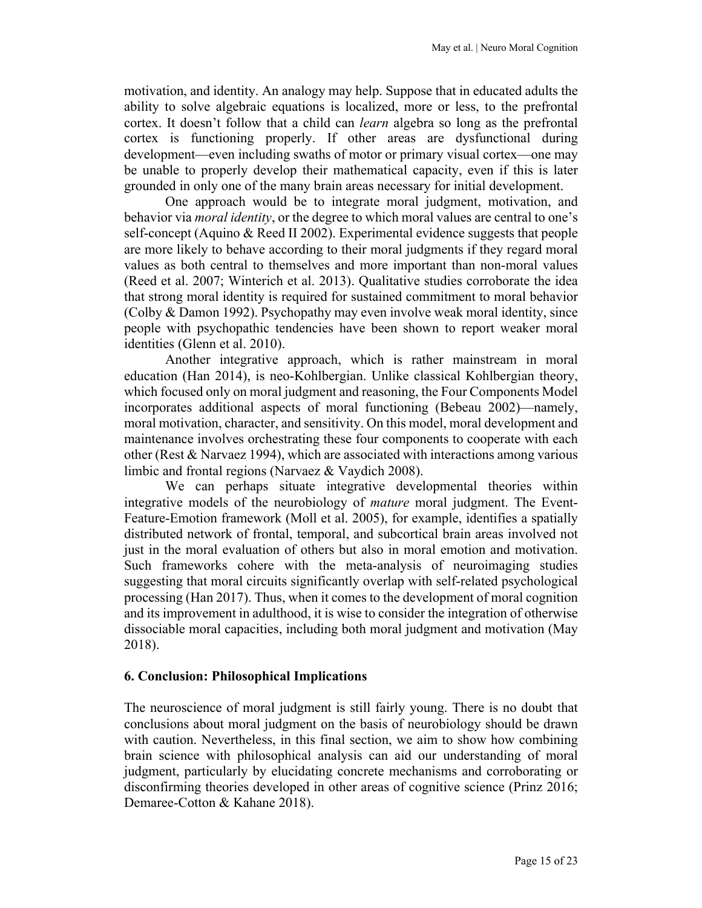motivation, and identity. An analogy may help. Suppose that in educated adults the ability to solve algebraic equations is localized, more or less, to the prefrontal cortex. It doesn't follow that a child can *learn* algebra so long as the prefrontal cortex is functioning properly. If other areas are dysfunctional during development—even including swaths of motor or primary visual cortex—one may be unable to properly develop their mathematical capacity, even if this is later grounded in only one of the many brain areas necessary for initial development.

One approach would be to integrate moral judgment, motivation, and behavior via *moral identity*, or the degree to which moral values are central to one's self-concept (Aquino & Reed II 2002). Experimental evidence suggests that people are more likely to behave according to their moral judgments if they regard moral values as both central to themselves and more important than non-moral values (Reed et al. 2007; Winterich et al. 2013). Qualitative studies corroborate the idea that strong moral identity is required for sustained commitment to moral behavior (Colby & Damon 1992). Psychopathy may even involve weak moral identity, since people with psychopathic tendencies have been shown to report weaker moral identities (Glenn et al. 2010).

Another integrative approach, which is rather mainstream in moral education (Han 2014), is neo-Kohlbergian. Unlike classical Kohlbergian theory, which focused only on moral judgment and reasoning, the Four Components Model incorporates additional aspects of moral functioning (Bebeau 2002)—namely, moral motivation, character, and sensitivity. On this model, moral development and maintenance involves orchestrating these four components to cooperate with each other (Rest & Narvaez 1994), which are associated with interactions among various limbic and frontal regions (Narvaez & Vaydich 2008).

We can perhaps situate integrative developmental theories within integrative models of the neurobiology of *mature* moral judgment. The Event-Feature-Emotion framework (Moll et al. 2005), for example, identifies a spatially distributed network of frontal, temporal, and subcortical brain areas involved not just in the moral evaluation of others but also in moral emotion and motivation. Such frameworks cohere with the meta-analysis of neuroimaging studies suggesting that moral circuits significantly overlap with self-related psychological processing (Han 2017). Thus, when it comes to the development of moral cognition and its improvement in adulthood, it is wise to consider the integration of otherwise dissociable moral capacities, including both moral judgment and motivation (May 2018).

## 6. Conclusion: Philosophical Implications

The neuroscience of moral judgment is still fairly young. There is no doubt that conclusions about moral judgment on the basis of neurobiology should be drawn with caution. Nevertheless, in this final section, we aim to show how combining brain science with philosophical analysis can aid our understanding of moral judgment, particularly by elucidating concrete mechanisms and corroborating or disconfirming theories developed in other areas of cognitive science (Prinz 2016; Demaree-Cotton & Kahane 2018).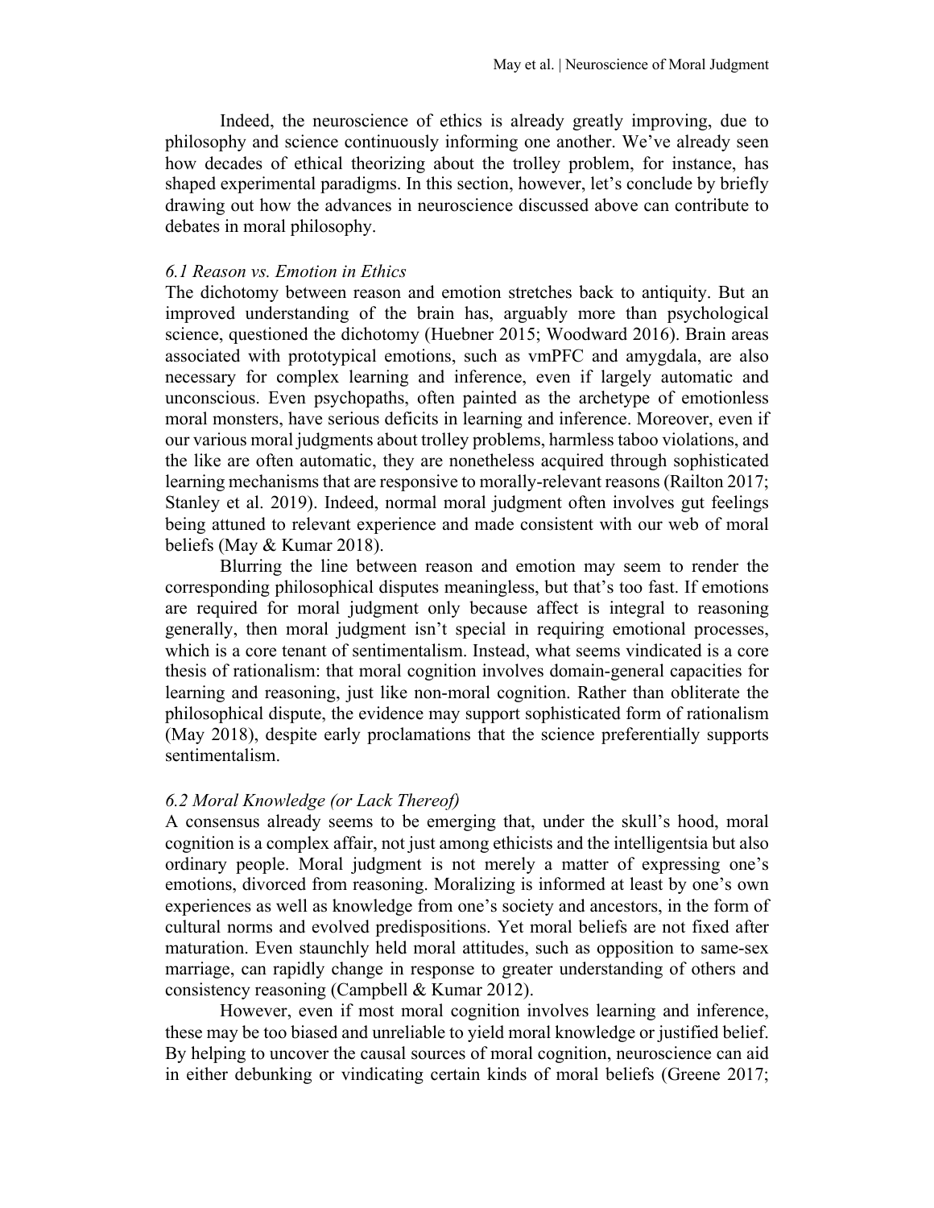Indeed, the neuroscience of ethics is already greatly improving, due to philosophy and science continuously informing one another. We've already seen how decades of ethical theorizing about the trolley problem, for instance, has shaped experimental paradigms. In this section, however, let's conclude by briefly drawing out how the advances in neuroscience discussed above can contribute to debates in moral philosophy.

### *6.1 Reason vs. Emotion in Ethics*

The dichotomy between reason and emotion stretches back to antiquity. But an improved understanding of the brain has, arguably more than psychological science, questioned the dichotomy (Huebner 2015; Woodward 2016). Brain areas associated with prototypical emotions, such as vmPFC and amygdala, are also necessary for complex learning and inference, even if largely automatic and unconscious. Even psychopaths, often painted as the archetype of emotionless moral monsters, have serious deficits in learning and inference. Moreover, even if our various moral judgments about trolley problems, harmless taboo violations, and the like are often automatic, they are nonetheless acquired through sophisticated learning mechanisms that are responsive to morally-relevant reasons (Railton 2017; Stanley et al. 2019). Indeed, normal moral judgment often involves gut feelings being attuned to relevant experience and made consistent with our web of moral beliefs (May & Kumar 2018).

Blurring the line between reason and emotion may seem to render the corresponding philosophical disputes meaningless, but that's too fast. If emotions are required for moral judgment only because affect is integral to reasoning generally, then moral judgment isn't special in requiring emotional processes, which is a core tenant of sentimentalism. Instead, what seems vindicated is a core thesis of rationalism: that moral cognition involves domain-general capacities for learning and reasoning, just like non-moral cognition. Rather than obliterate the philosophical dispute, the evidence may support sophisticated form of rationalism (May 2018), despite early proclamations that the science preferentially supports sentimentalism.

### *6.2 Moral Knowledge (or Lack Thereof)*

A consensus already seems to be emerging that, under the skull's hood, moral cognition is a complex affair, not just among ethicists and the intelligentsia but also ordinary people. Moral judgment is not merely a matter of expressing one's emotions, divorced from reasoning. Moralizing is informed at least by one's own experiences as well as knowledge from one's society and ancestors, in the form of cultural norms and evolved predispositions. Yet moral beliefs are not fixed after maturation. Even staunchly held moral attitudes, such as opposition to same-sex marriage, can rapidly change in response to greater understanding of others and consistency reasoning (Campbell & Kumar 2012).

However, even if most moral cognition involves learning and inference, these may be too biased and unreliable to yield moral knowledge or justified belief. By helping to uncover the causal sources of moral cognition, neuroscience can aid in either debunking or vindicating certain kinds of moral beliefs (Greene 2017;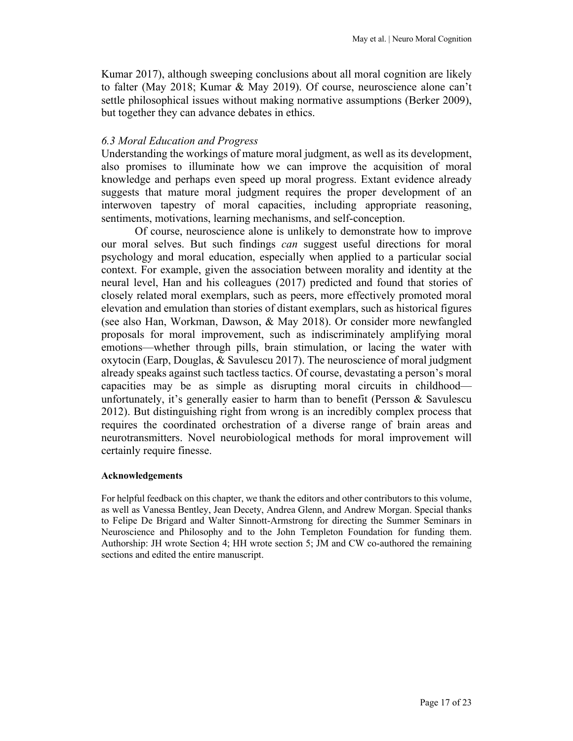Kumar 2017), although sweeping conclusions about all moral cognition are likely to falter (May 2018; Kumar & May 2019). Of course, neuroscience alone can't settle philosophical issues without making normative assumptions (Berker 2009), but together they can advance debates in ethics.

### *6.3 Moral Education and Progress*

Understanding the workings of mature moral judgment, as well as its development, also promises to illuminate how we can improve the acquisition of moral knowledge and perhaps even speed up moral progress. Extant evidence already suggests that mature moral judgment requires the proper development of an interwoven tapestry of moral capacities, including appropriate reasoning, sentiments, motivations, learning mechanisms, and self-conception.

Of course, neuroscience alone is unlikely to demonstrate how to improve our moral selves. But such findings *can* suggest useful directions for moral psychology and moral education, especially when applied to a particular social context. For example, given the association between morality and identity at the neural level, Han and his colleagues (2017) predicted and found that stories of closely related moral exemplars, such as peers, more effectively promoted moral elevation and emulation than stories of distant exemplars, such as historical figures (see also Han, Workman, Dawson, & May 2018). Or consider more newfangled proposals for moral improvement, such as indiscriminately amplifying moral emotions—whether through pills, brain stimulation, or lacing the water with oxytocin (Earp, Douglas, & Savulescu 2017). The neuroscience of moral judgment already speaks against such tactless tactics. Of course, devastating a person's moral capacities may be as simple as disrupting moral circuits in childhood—unfortunately, it's generally easier to harm than to benefit (Persson & Savulescu 2012). But distinguishing right from wrong is an incredibly complex process that requires the coordinated orchestration of a diverse range of brain areas and neurotransmitters. Novel neurobiological methods for moral improvement will certainly require finesse.

#### Acknowledgements

For helpful feedback on this chapter, we thank the editors and other contributors to this volume, as well as Vanessa Bentley, Jean Decety, Andrea Glenn, and Andrew Morgan. Special thanks to Felipe De Brigard and Walter Sinnott-Armstrong for directing the Summer Seminars in Neuroscience and Philosophy and to the John Templeton Foundation for funding them. Authorship: JH wrote Section 4; HH wrote section 5; JM and CW co-authored the remaining sections and edited the entire manuscript.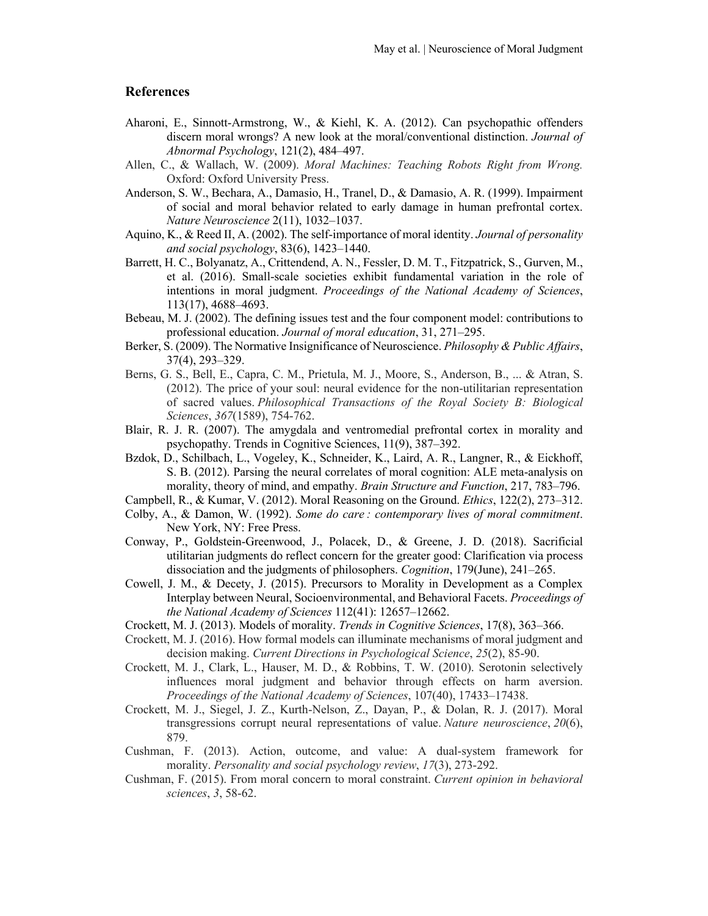## References

Aharoni, E., Sinnott-Armstrong, W., & Kiehl, K. A. (2012). Can psychopathic offenders discern moral wrongs? A new look at the moral/conventional distinction. *Journal of Abnormal Psychology*, 121(2), 484–497.

Allen, C., & Wallach, W. (2009). *Moral Machines: Teaching Robots Right from Wrong.* Oxford: Oxford University Press.

Anderson, S. W., Bechara, A., Damasio, H., Tranel, D., & Damasio, A. R. (1999). Impairment of social and moral behavior related to early damage in human prefrontal cortex. *Nature Neuroscience* 2(11), 1032–1037.

Aquino, K., & Reed II, A. (2002). The self-importance of moral identity. *Journal of personality and social psychology*, 83(6), 1423–1440.

Barrett, H. C., Bolyanatz, A., Crittendend, A. N., Fessler, D. M. T., Fitzpatrick, S., Gurven, M., et al. (2016). Small-scale societies exhibit fundamental variation in the role of intentions in moral judgment. *Proceedings of the National Academy of Sciences*, 113(17), 4688–4693.

Bebeau, M. J. (2002). The defining issues test and the four component model: contributions to professional education. *Journal of moral education*, 31, 271–295.

Berker, S. (2009). The Normative Insignificance of Neuroscience. *Philosophy & Public Affairs*, 37(4), 293–329.

Berns, G. S., Bell, E., Capra, C. M., Prietula, M. J., Moore, S., Anderson, B., ... & Atran, S. (2012). The price of your soul: neural evidence for the non-utilitarian representation of sacred values. *Philosophical Transactions of the Royal Society B: Biological Sciences*, *367*(1589), 754-762.

Blair, R. J. R. (2007). The amygdala and ventromedial prefrontal cortex in morality and psychopathy. Trends in Cognitive Sciences, 11(9), 387–392.

Bzdok, D., Schilbach, L., Vogeley, K., Schneider, K., Laird, A. R., Langner, R., & Eickhoff, S. B. (2012). Parsing the neural correlates of moral cognition: ALE meta-analysis on morality, theory of mind, and empathy. *Brain Structure and Function*, 217, 783–796.

Campbell, R., & Kumar, V. (2012). Moral Reasoning on the Ground. *Ethics*, 122(2), 273–312.

Colby, A., & Damon, W. (1992). *Some do care : contemporary lives of moral commitment*. New York, NY: Free Press.

Conway, P., Goldstein-Greenwood, J., Polacek, D., & Greene, J. D. (2018). Sacrificial utilitarian judgments do reflect concern for the greater good: Clarification via process dissociation and the judgments of philosophers. *Cognition*, 179(June), 241–265.

Cowell, J. M., & Decety, J. (2015). Precursors to Morality in Development as a Complex Interplay between Neural, Socioenvironmental, and Behavioral Facets. *Proceedings of the National Academy of Sciences* 112(41): 12657–12662.

Crockett, M. J. (2013). Models of morality. *Trends in Cognitive Sciences*, 17(8), 363–366.

Crockett, M. J. (2016). How formal models can illuminate mechanisms of moral judgment and decision making. *Current Directions in Psychological Science*, *25*(2), 85-90.

Crockett, M. J., Clark, L., Hauser, M. D., & Robbins, T. W. (2010). Serotonin selectively influences moral judgment and behavior through effects on harm aversion. *Proceedings of the National Academy of Sciences*, 107(40), 17433–17438.

Crockett, M. J., Siegel, J. Z., Kurth-Nelson, Z., Dayan, P., & Dolan, R. J. (2017). Moral transgressions corrupt neural representations of value. *Nature neuroscience*, *20*(6), 879.

Cushman, F. (2013). Action, outcome, and value: A dual-system framework for morality. *Personality and social psychology review*, *17*(3), 273-292.

Cushman, F. (2015). From moral concern to moral constraint. *Current opinion in behavioral sciences*, *3*, 58-62.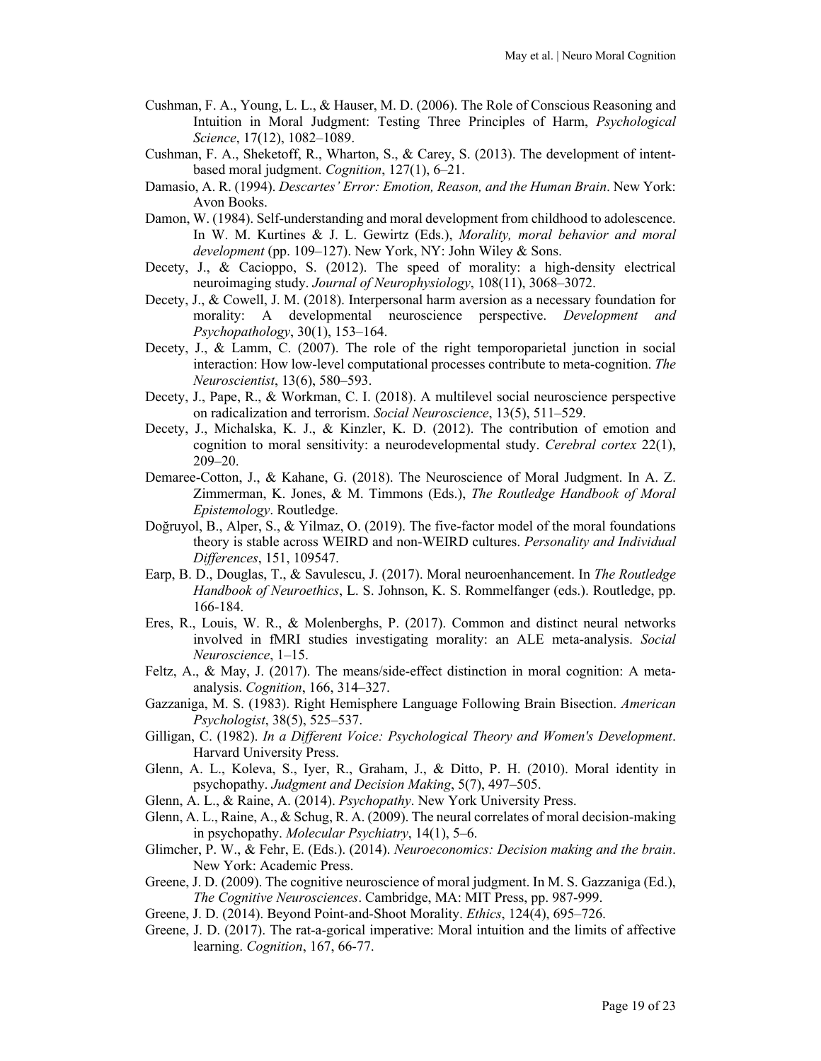Cushman, F. A., Young, L. L., & Hauser, M. D. (2006). The Role of Conscious Reasoning and Intuition in Moral Judgment: Testing Three Principles of Harm, *Psychological Science*, 17(12), 1082–1089.

Cushman, F. A., Sheketoff, R., Wharton, S., & Carey, S. (2013). The development of intent-based moral judgment. *Cognition*, 127(1), 6–21.

Damasio, A. R. (1994). *Descartes' Error: Emotion, Reason, and the Human Brain*. New York: Avon Books.

Damon, W. (1984). Self-understanding and moral development from childhood to adolescence. In W. M. Kurtines & J. L. Gewirtz (Eds.), *Morality, moral behavior and moral development* (pp. 109–127). New York, NY: John Wiley & Sons.

Decety, J., & Cacioppo, S. (2012). The speed of morality: a high-density electrical neuroimaging study. *Journal of Neurophysiology*, 108(11), 3068–3072.

Decety, J., & Cowell, J. M. (2018). Interpersonal harm aversion as a necessary foundation for morality: A developmental neuroscience perspective. *Development and Psychopathology*, 30(1), 153–164.

Decety, J., & Lamm, C. (2007). The role of the right temporoparietal junction in social interaction: How low-level computational processes contribute to meta-cognition. *The Neuroscientist*, 13(6), 580–593.

Decety, J., Pape, R., & Workman, C. I. (2018). A multilevel social neuroscience perspective on radicalization and terrorism. *Social Neuroscience*, 13(5), 511–529.

Decety, J., Michalska, K. J., & Kinzler, K. D. (2012). The contribution of emotion and cognition to moral sensitivity: a neurodevelopmental study. *Cerebral cortex* 22(1), 209–20.

Demaree-Cotton, J., & Kahane, G. (2018). The Neuroscience of Moral Judgment. In A. Z. Zimmerman, K. Jones, & M. Timmons (Eds.), *The Routledge Handbook of Moral Epistemology*. Routledge.

Doğruyol, B., Alper, S., & Yilmaz, O. (2019). The five-factor model of the moral foundations theory is stable across WEIRD and non-WEIRD cultures. *Personality and Individual Differences*, 151, 109547.

Earp, B. D., Douglas, T., & Savulescu, J. (2017). Moral neuroenhancement. In *The Routledge Handbook of Neuroethics*, L. S. Johnson, K. S. Rommelfanger (eds.). Routledge, pp. 166-184.

Eres, R., Louis, W. R., & Molenberghs, P. (2017). Common and distinct neural networks involved in fMRI studies investigating morality: an ALE meta-analysis. *Social Neuroscience*, 1–15.

Feltz, A., & May, J. (2017). The means/side-effect distinction in moral cognition: A meta-analysis. *Cognition*, 166, 314–327.

Gazzaniga, M. S. (1983). Right Hemisphere Language Following Brain Bisection. *American Psychologist*, 38(5), 525–537.

Gilligan, C. (1982). *In a Different Voice: Psychological Theory and Women's Development*. Harvard University Press.

Glenn, A. L., Koleva, S., Iyer, R., Graham, J., & Ditto, P. H. (2010). Moral identity in psychopathy. *Judgment and Decision Making*, 5(7), 497–505.

Glenn, A. L., & Raine, A. (2014). *Psychopathy*. New York University Press.

Glenn, A. L., Raine, A., & Schug, R. A. (2009). The neural correlates of moral decision-making in psychopathy. *Molecular Psychiatry*, 14(1), 5–6.

Glimcher, P. W., & Fehr, E. (Eds.). (2014). *Neuroeconomics: Decision making and the brain*. New York: Academic Press.

Greene, J. D. (2009). The cognitive neuroscience of moral judgment. In M. S. Gazzaniga (Ed.), *The Cognitive Neurosciences*. Cambridge, MA: MIT Press, pp. 987-999.

Greene, J. D. (2014). Beyond Point-and-Shoot Morality. *Ethics*, 124(4), 695–726.

Greene, J. D. (2017). The rat-a-gorical imperative: Moral intuition and the limits of affective learning. *Cognition*, 167, 66-77.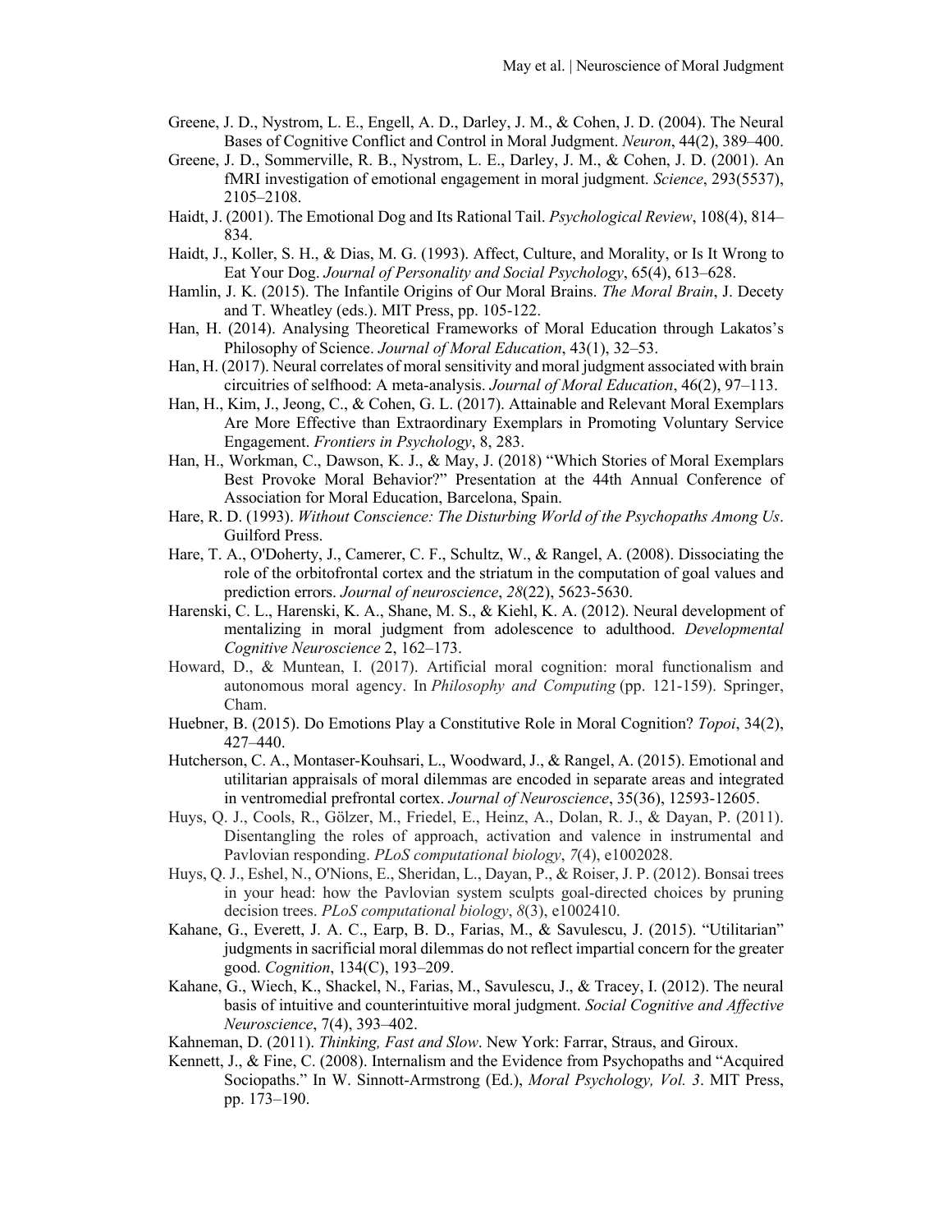Greene, J. D., Nystrom, L. E., Engell, A. D., Darley, J. M., & Cohen, J. D. (2004). The Neural Bases of Cognitive Conflict and Control in Moral Judgment. *Neuron*, 44(2), 389–400.

Greene, J. D., Sommerville, R. B., Nystrom, L. E., Darley, J. M., & Cohen, J. D. (2001). An fMRI investigation of emotional engagement in moral judgment. *Science*, 293(5537), 2105–2108.

Haidt, J. (2001). The Emotional Dog and Its Rational Tail. *Psychological Review*, 108(4), 814–834.

Haidt, J., Koller, S. H., & Dias, M. G. (1993). Affect, Culture, and Morality, or Is It Wrong to Eat Your Dog. *Journal of Personality and Social Psychology*, 65(4), 613–628.

Hamlin, J. K. (2015). The Infantile Origins of Our Moral Brains. *The Moral Brain*, J. Decety and T. Wheatley (eds.). MIT Press, pp. 105-122.

Han, H. (2014). Analysing Theoretical Frameworks of Moral Education through Lakatos's Philosophy of Science. *Journal of Moral Education*, 43(1), 32–53.

Han, H. (2017). Neural correlates of moral sensitivity and moral judgment associated with brain circuitries of selfhood: A meta-analysis. *Journal of Moral Education*, 46(2), 97–113.

Han, H., Kim, J., Jeong, C., & Cohen, G. L. (2017). Attainable and Relevant Moral Exemplars Are More Effective than Extraordinary Exemplars in Promoting Voluntary Service Engagement. *Frontiers in Psychology*, 8, 283.

Han, H., Workman, C., Dawson, K. J., & May, J. (2018) "Which Stories of Moral Exemplars Best Provoke Moral Behavior?" Presentation at the 44th Annual Conference of Association for Moral Education, Barcelona, Spain.

Hare, R. D. (1993). *Without Conscience: The Disturbing World of the Psychopaths Among Us*. Guilford Press.

Hare, T. A., O'Doherty, J., Camerer, C. F., Schultz, W., & Rangel, A. (2008). Dissociating the role of the orbitofrontal cortex and the striatum in the computation of goal values and prediction errors. *Journal of neuroscience*, *28*(22), 5623-5630.

Harenski, C. L., Harenski, K. A., Shane, M. S., & Kiehl, K. A. (2012). Neural development of mentalizing in moral judgment from adolescence to adulthood. *Developmental Cognitive Neuroscience* 2, 162–173.

Howard, D., & Muntean, I. (2017). Artificial moral cognition: moral functionalism and autonomous moral agency. In *Philosophy and Computing* (pp. 121-159). Springer, Cham.

Huebner, B. (2015). Do Emotions Play a Constitutive Role in Moral Cognition? *Topoi*, 34(2), 427–440.

Hutcherson, C. A., Montaser-Kouhsari, L., Woodward, J., & Rangel, A. (2015). Emotional and utilitarian appraisals of moral dilemmas are encoded in separate areas and integrated in ventromedial prefrontal cortex. *Journal of Neuroscience*, 35(36), 12593-12605.

Huys, Q. J., Cools, R., Gölzer, M., Friedel, E., Heinz, A., Dolan, R. J., & Dayan, P. (2011). Disentangling the roles of approach, activation and valence in instrumental and Pavlovian responding. *PLoS computational biology*, *7*(4), e1002028.

Huys, Q. J., Eshel, N., O'Nions, E., Sheridan, L., Dayan, P., & Roiser, J. P. (2012). Bonsai trees in your head: how the Pavlovian system sculpts goal-directed choices by pruning decision trees. *PLoS computational biology*, *8*(3), e1002410.

Kahane, G., Everett, J. A. C., Earp, B. D., Farias, M., & Savulescu, J. (2015). "Utilitarian" judgments in sacrificial moral dilemmas do not reflect impartial concern for the greater good. *Cognition*, 134(C), 193–209.

Kahane, G., Wiech, K., Shackel, N., Farias, M., Savulescu, J., & Tracey, I. (2012). The neural basis of intuitive and counterintuitive moral judgment. *Social Cognitive and Affective Neuroscience*, 7(4), 393–402.

Kahneman, D. (2011). *Thinking, Fast and Slow*. New York: Farrar, Straus, and Giroux.

Kennett, J., & Fine, C. (2008). Internalism and the Evidence from Psychopaths and "Acquired Sociopaths." In W. Sinnott-Armstrong (Ed.), *Moral Psychology, Vol. 3*. MIT Press, pp. 173–190.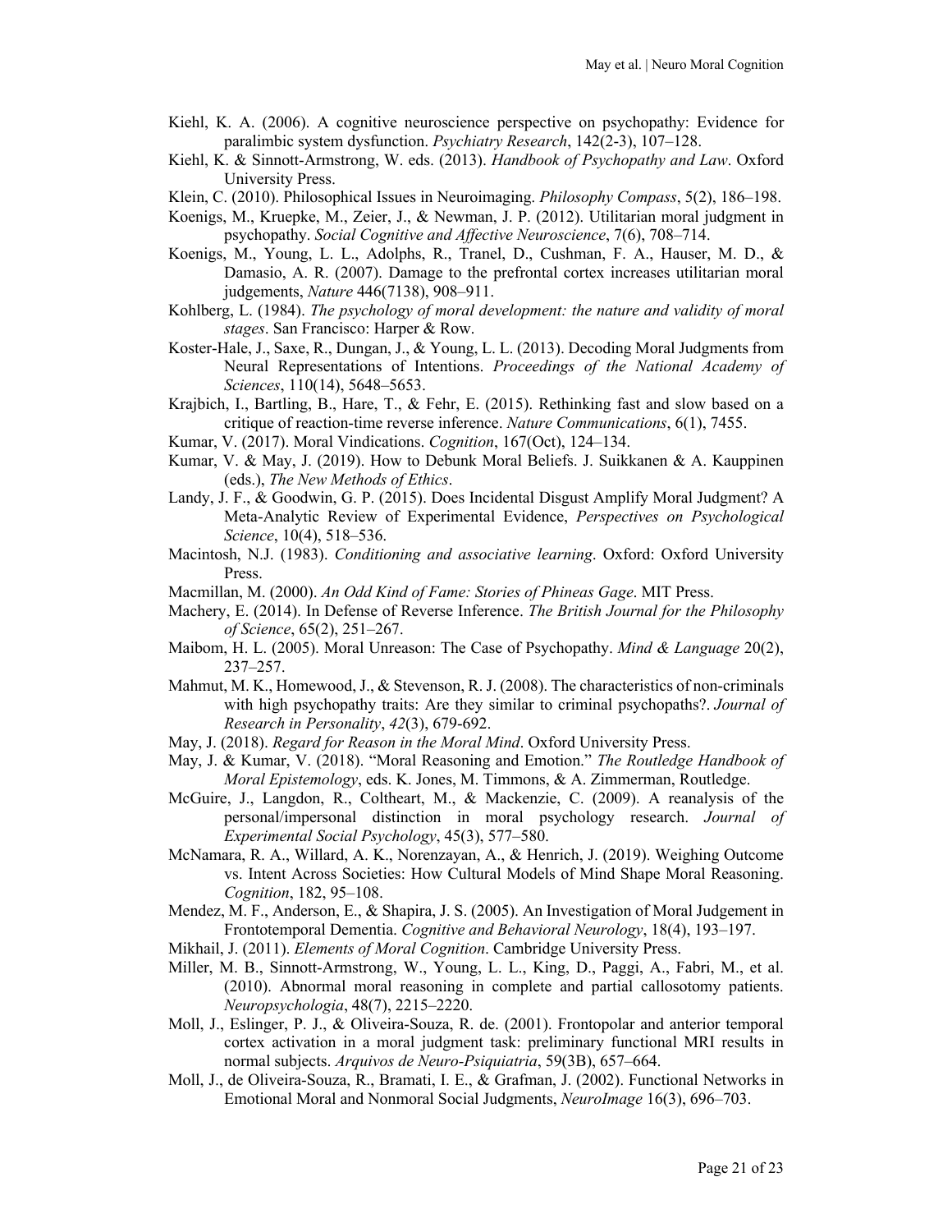Kiehl, K. A. (2006). A cognitive neuroscience perspective on psychopathy: Evidence for paralimbic system dysfunction. *Psychiatry Research*, 142(2-3), 107–128.

Kiehl, K. & Sinnott-Armstrong, W. eds. (2013). *Handbook of Psychopathy and Law*. Oxford University Press.

Klein, C. (2010). Philosophical Issues in Neuroimaging. *Philosophy Compass*, 5(2), 186–198.

Koenigs, M., Kruepke, M., Zeier, J., & Newman, J. P. (2012). Utilitarian moral judgment in psychopathy. *Social Cognitive and Affective Neuroscience*, 7(6), 708–714.

Koenigs, M., Young, L. L., Adolphs, R., Tranel, D., Cushman, F. A., Hauser, M. D., & Damasio, A. R. (2007). Damage to the prefrontal cortex increases utilitarian moral judgements, *Nature* 446(7138), 908–911.

Kohlberg, L. (1984). *The psychology of moral development: the nature and validity of moral stages*. San Francisco: Harper & Row.

Koster-Hale, J., Saxe, R., Dungan, J., & Young, L. L. (2013). Decoding Moral Judgments from Neural Representations of Intentions. *Proceedings of the National Academy of Sciences*, 110(14), 5648–5653.

Krajbich, I., Bartling, B., Hare, T., & Fehr, E. (2015). Rethinking fast and slow based on a critique of reaction-time reverse inference. *Nature Communications*, 6(1), 7455.

Kumar, V. (2017). Moral Vindications. *Cognition*, 167(Oct), 124–134.

Kumar, V. & May, J. (2019). How to Debunk Moral Beliefs. J. Suikkanen & A. Kauppinen (eds.), *The New Methods of Ethics*.

Landy, J. F., & Goodwin, G. P. (2015). Does Incidental Disgust Amplify Moral Judgment? A Meta-Analytic Review of Experimental Evidence, *Perspectives on Psychological Science*, 10(4), 518–536.

Macintosh, N.J. (1983). *Conditioning and associative learning*. Oxford: Oxford University Press.

Macmillan, M. (2000). *An Odd Kind of Fame: Stories of Phineas Gage*. MIT Press.

Machery, E. (2014). In Defense of Reverse Inference. *The British Journal for the Philosophy of Science*, 65(2), 251–267.

Maibom, H. L. (2005). Moral Unreason: The Case of Psychopathy. *Mind & Language* 20(2), 237–257.

Mahmut, M. K., Homewood, J., & Stevenson, R. J. (2008). The characteristics of non-criminals with high psychopathy traits: Are they similar to criminal psychopaths?. *Journal of Research in Personality*, *42*(3), 679-692.

May, J. (2018). *Regard for Reason in the Moral Mind*. Oxford University Press.

May, J. & Kumar, V. (2018). "Moral Reasoning and Emotion." *The Routledge Handbook of Moral Epistemology*, eds. K. Jones, M. Timmons, & A. Zimmerman, Routledge.

McGuire, J., Langdon, R., Coltheart, M., & Mackenzie, C. (2009). A reanalysis of the personal/impersonal distinction in moral psychology research. *Journal of Experimental Social Psychology*, 45(3), 577–580.

McNamara, R. A., Willard, A. K., Norenzayan, A., & Henrich, J. (2019). Weighing Outcome vs. Intent Across Societies: How Cultural Models of Mind Shape Moral Reasoning. *Cognition*, 182, 95–108.

Mendez, M. F., Anderson, E., & Shapira, J. S. (2005). An Investigation of Moral Judgement in Frontotemporal Dementia. *Cognitive and Behavioral Neurology*, 18(4), 193–197.

Mikhail, J. (2011). *Elements of Moral Cognition*. Cambridge University Press.

Miller, M. B., Sinnott-Armstrong, W., Young, L. L., King, D., Paggi, A., Fabri, M., et al. (2010). Abnormal moral reasoning in complete and partial callosotomy patients. *Neuropsychologia*, 48(7), 2215–2220.

Moll, J., Eslinger, P. J., & Oliveira-Souza, R. de. (2001). Frontopolar and anterior temporal cortex activation in a moral judgment task: preliminary functional MRI results in normal subjects. *Arquivos de Neuro-Psiquiatria*, 59(3B), 657–664.

Moll, J., de Oliveira-Souza, R., Bramati, I. E., & Grafman, J. (2002). Functional Networks in Emotional Moral and Nonmoral Social Judgments, *NeuroImage* 16(3), 696–703.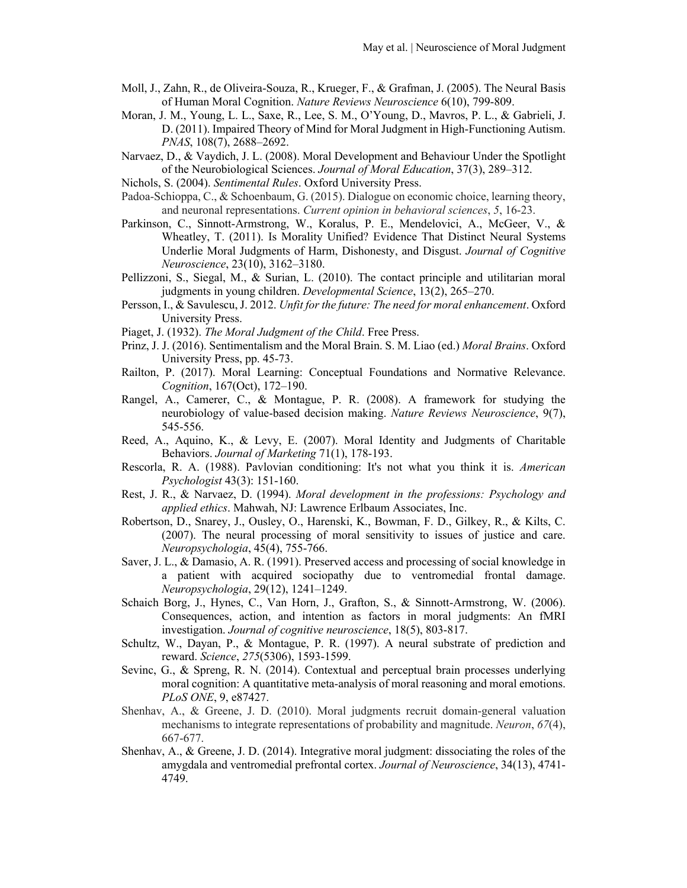Moll, J., Zahn, R., de Oliveira-Souza, R., Krueger, F., & Grafman, J. (2005). The Neural Basis of Human Moral Cognition. *Nature Reviews Neuroscience* 6(10), 799-809.

Moran, J. M., Young, L. L., Saxe, R., Lee, S. M., O'Young, D., Mavros, P. L., & Gabrieli, J. D. (2011). Impaired Theory of Mind for Moral Judgment in High-Functioning Autism. *PNAS*, 108(7), 2688–2692.

Narvaez, D., & Vaydich, J. L. (2008). Moral Development and Behaviour Under the Spotlight of the Neurobiological Sciences. *Journal of Moral Education*, 37(3), 289–312.

Nichols, S. (2004). *Sentimental Rules*. Oxford University Press.

Padoa-Schioppa, C., & Schoenbaum, G. (2015). Dialogue on economic choice, learning theory, and neuronal representations. *Current opinion in behavioral sciences*, *5*, 16-23.

Parkinson, C., Sinnott-Armstrong, W., Koralus, P. E., Mendelovici, A., McGeer, V., & Wheatley, T. (2011). Is Morality Unified? Evidence That Distinct Neural Systems Underlie Moral Judgments of Harm, Dishonesty, and Disgust. *Journal of Cognitive Neuroscience*, 23(10), 3162–3180.

Pellizzoni, S., Siegal, M., & Surian, L. (2010). The contact principle and utilitarian moral judgments in young children. *Developmental Science*, 13(2), 265–270.

Persson, I., & Savulescu, J. 2012. *Unfit for the future: The need for moral enhancement*. Oxford University Press.

Piaget, J. (1932). *The Moral Judgment of the Child*. Free Press.

Prinz, J. J. (2016). Sentimentalism and the Moral Brain. S. M. Liao (ed.) *Moral Brains*. Oxford University Press, pp. 45-73.

Railton, P. (2017). Moral Learning: Conceptual Foundations and Normative Relevance. *Cognition*, 167(Oct), 172–190.

Rangel, A., Camerer, C., & Montague, P. R. (2008). A framework for studying the neurobiology of value-based decision making. *Nature Reviews Neuroscience*, 9(7), 545-556.

Reed, A., Aquino, K., & Levy, E. (2007). Moral Identity and Judgments of Charitable Behaviors. *Journal of Marketing* 71(1), 178-193.

Rescorla, R. A. (1988). Pavlovian conditioning: It's not what you think it is. *American Psychologist* 43(3): 151-160.

Rest, J. R., & Narvaez, D. (1994). *Moral development in the professions: Psychology and applied ethics*. Mahwah, NJ: Lawrence Erlbaum Associates, Inc.

Robertson, D., Snarey, J., Ousley, O., Harenski, K., Bowman, F. D., Gilkey, R., & Kilts, C. (2007). The neural processing of moral sensitivity to issues of justice and care. *Neuropsychologia*, 45(4), 755-766.

Saver, J. L., & Damasio, A. R. (1991). Preserved access and processing of social knowledge in a patient with acquired sociopathy due to ventromedial frontal damage. *Neuropsychologia*, 29(12), 1241–1249.

Schaich Borg, J., Hynes, C., Van Horn, J., Grafton, S., & Sinnott-Armstrong, W. (2006). Consequences, action, and intention as factors in moral judgments: An fMRI investigation. *Journal of cognitive neuroscience*, 18(5), 803-817.

Schultz, W., Dayan, P., & Montague, P. R. (1997). A neural substrate of prediction and reward. *Science*, *275*(5306), 1593-1599.

Sevinc, G., & Spreng, R. N. (2014). Contextual and perceptual brain processes underlying moral cognition: A quantitative meta-analysis of moral reasoning and moral emotions. *PLoS ONE*, 9, e87427.

Shenhav, A., & Greene, J. D. (2010). Moral judgments recruit domain-general valuation mechanisms to integrate representations of probability and magnitude. *Neuron*, *67*(4), 667-677.

Shenhav, A., & Greene, J. D. (2014). Integrative moral judgment: dissociating the roles of the amygdala and ventromedial prefrontal cortex. *Journal of Neuroscience*, 34(13), 4741-4749.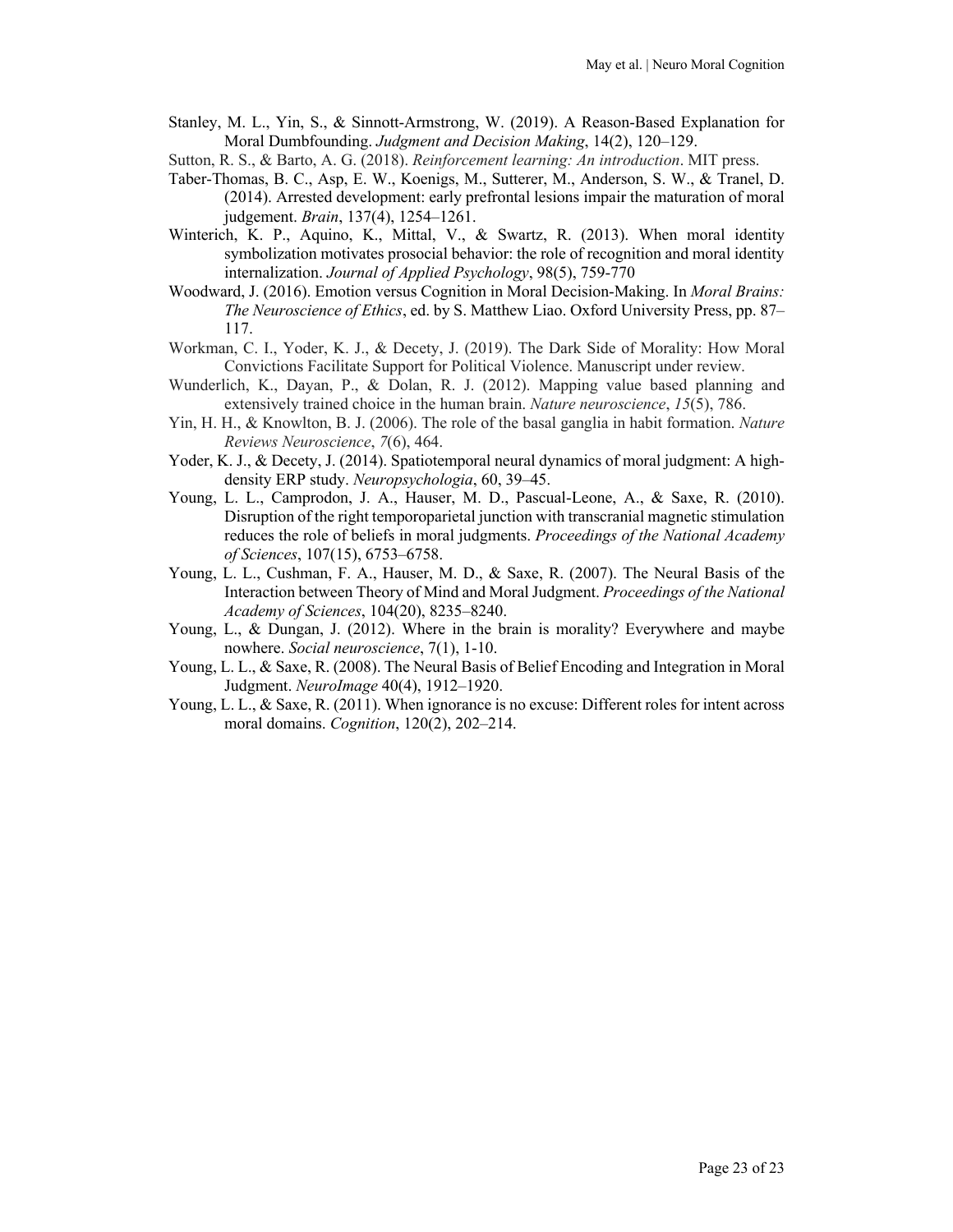Stanley, M. L., Yin, S., & Sinnott-Armstrong, W. (2019). A Reason-Based Explanation for Moral Dumbfounding. *Judgment and Decision Making*, 14(2), 120–129.

Sutton, R. S., & Barto, A. G. (2018). *Reinforcement learning: An introduction*. MIT press.

Taber-Thomas, B. C., Asp, E. W., Koenigs, M., Sutterer, M., Anderson, S. W., & Tranel, D. (2014). Arrested development: early prefrontal lesions impair the maturation of moral judgement. *Brain*, 137(4), 1254–1261.

Winterich, K. P., Aquino, K., Mittal, V., & Swartz, R. (2013). When moral identity symbolization motivates prosocial behavior: the role of recognition and moral identity internalization. *Journal of Applied Psychology*, 98(5), 759-770

Woodward, J. (2016). Emotion versus Cognition in Moral Decision-Making. In *Moral Brains: The Neuroscience of Ethics*, ed. by S. Matthew Liao. Oxford University Press, pp. 87–117.

Workman, C. I., Yoder, K. J., & Decety, J. (2019). The Dark Side of Morality: How Moral Convictions Facilitate Support for Political Violence. Manuscript under review.

Wunderlich, K., Dayan, P., & Dolan, R. J. (2012). Mapping value based planning and extensively trained choice in the human brain. *Nature neuroscience*, *15*(5), 786.

Yin, H. H., & Knowlton, B. J. (2006). The role of the basal ganglia in habit formation. *Nature Reviews Neuroscience*, *7*(6), 464.

Yoder, K. J., & Decety, J. (2014). Spatiotemporal neural dynamics of moral judgment: A high-density ERP study. *Neuropsychologia*, 60, 39–45.

Young, L. L., Camprodon, J. A., Hauser, M. D., Pascual-Leone, A., & Saxe, R. (2010). Disruption of the right temporoparietal junction with transcranial magnetic stimulation reduces the role of beliefs in moral judgments. *Proceedings of the National Academy of Sciences*, 107(15), 6753–6758.

Young, L. L., Cushman, F. A., Hauser, M. D., & Saxe, R. (2007). The Neural Basis of the Interaction between Theory of Mind and Moral Judgment. *Proceedings of the National Academy of Sciences*, 104(20), 8235–8240.

Young, L., & Dungan, J. (2012). Where in the brain is morality? Everywhere and maybe nowhere. *Social neuroscience*, 7(1), 1-10.

Young, L. L., & Saxe, R. (2008). The Neural Basis of Belief Encoding and Integration in Moral Judgment. *NeuroImage* 40(4), 1912–1920.

Young, L. L., & Saxe, R. (2011). When ignorance is no excuse: Different roles for intent across moral domains. *Cognition*, 120(2), 202–214.